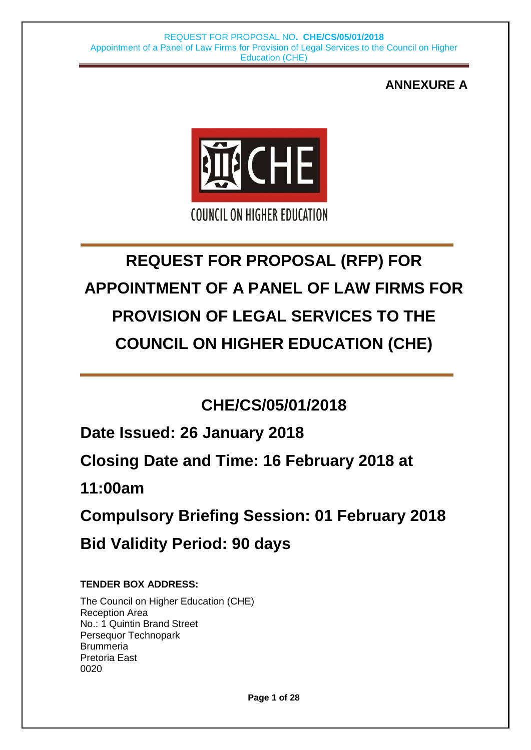**ANNEXURE A**

COUNCIL ON HIGHER EDUCATION

# REQUEST FOR PROPOSAL (RFP) FOR APPOINTMENT OF A PANEL OF LAW FIRMS FOR PROVISION OF LEGAL SERVICES TO THE COUNCIL ON HIGHER EDUCATION (CHE)

## CHE/CS/05/01/2018

**Date Issued: 26 January 2018**

**Closing Date and Time: 16 February 2018 at 11:00am**

**Compulsory Briefing Session: 01 February 2018**

**Bid Validity Period: 90 days**

**TENDER BOX ADDRESS:**

The Council on Higher Education (CHE)
Reception Area
No.: 1 Quintin Brand Street
Persequor Technopark
Brummeria
Pretoria East
0020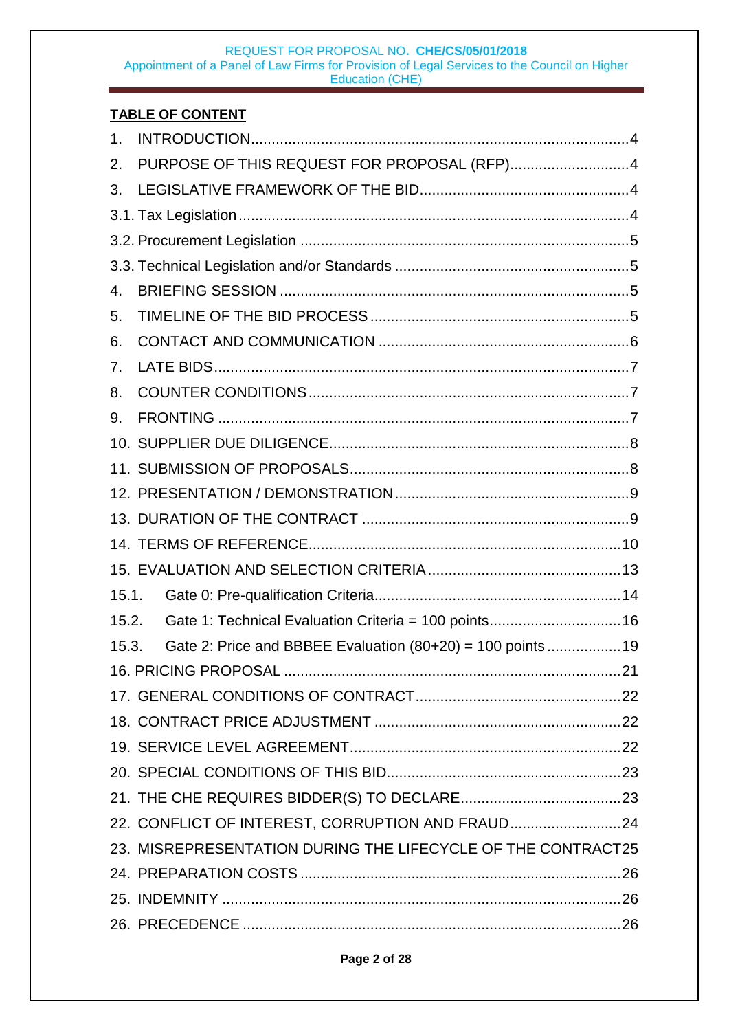**TABLE OF CONTENT**

1. INTRODUCTION ... 4
2. PURPOSE OF THIS REQUEST FOR PROPOSAL (RFP) ... 4
3. LEGISLATIVE FRAMEWORK OF THE BID ... 4

3.1. Tax Legislation ... 4

3.2. Procurement Legislation ... 5

3.3. Technical Legislation and/or Standards ... 5

4. BRIEFING SESSION ... 5
5. TIMELINE OF THE BID PROCESS ... 5
6. CONTACT AND COMMUNICATION ... 6
7. LATE BIDS ... 7
8. COUNTER CONDITIONS ... 7
9. FRONTING ... 7
10. SUPPLIER DUE DILIGENCE ... 8
11. SUBMISSION OF PROPOSALS ... 8
12. PRESENTATION / DEMONSTRATION ... 9
13. DURATION OF THE CONTRACT ... 9
14. TERMS OF REFERENCE ... 10
15. EVALUATION AND SELECTION CRITERIA ... 13

15.1. Gate 0: Pre-qualification Criteria ... 14

15.2. Gate 1: Technical Evaluation Criteria = 100 points ... 16

15.3. Gate 2: Price and BBBEE Evaluation (80+20) = 100 points ... 19

16. PRICING PROPOSAL ... 21
17. GENERAL CONDITIONS OF CONTRACT ... 22
18. CONTRACT PRICE ADJUSTMENT ... 22
19. SERVICE LEVEL AGREEMENT ... 22
20. SPECIAL CONDITIONS OF THIS BID ... 23
21. THE CHE REQUIRES BIDDER(S) TO DECLARE ... 23
22. CONFLICT OF INTEREST, CORRUPTION AND FRAUD ... 24
23. MISREPRESENTATION DURING THE LIFECYCLE OF THE CONTRACT ... 25
24. PREPARATION COSTS ... 26
25. INDEMNITY ... 26
26. PRECEDENCE ... 26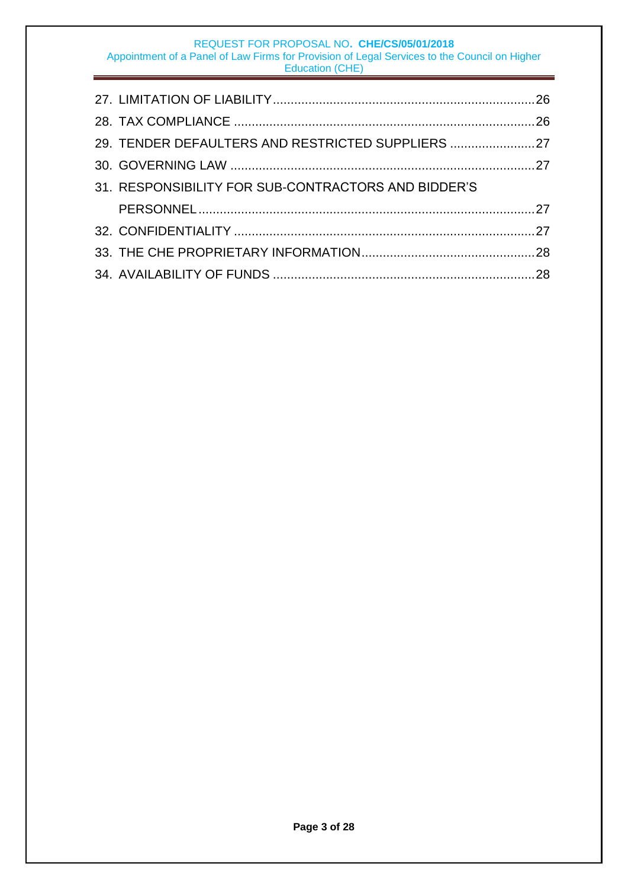27. LIMITATION OF LIABILITY .......... 26
28. TAX COMPLIANCE .......... 26
29. TENDER DEFAULTERS AND RESTRICTED SUPPLIERS .......... 27
30. GOVERNING LAW .......... 27
31. RESPONSIBILITY FOR SUB-CONTRACTORS AND BIDDER'S PERSONNEL .......... 27
32. CONFIDENTIALITY .......... 27
33. THE CHE PROPRIETARY INFORMATION .......... 28
34. AVAILABILITY OF FUNDS .......... 28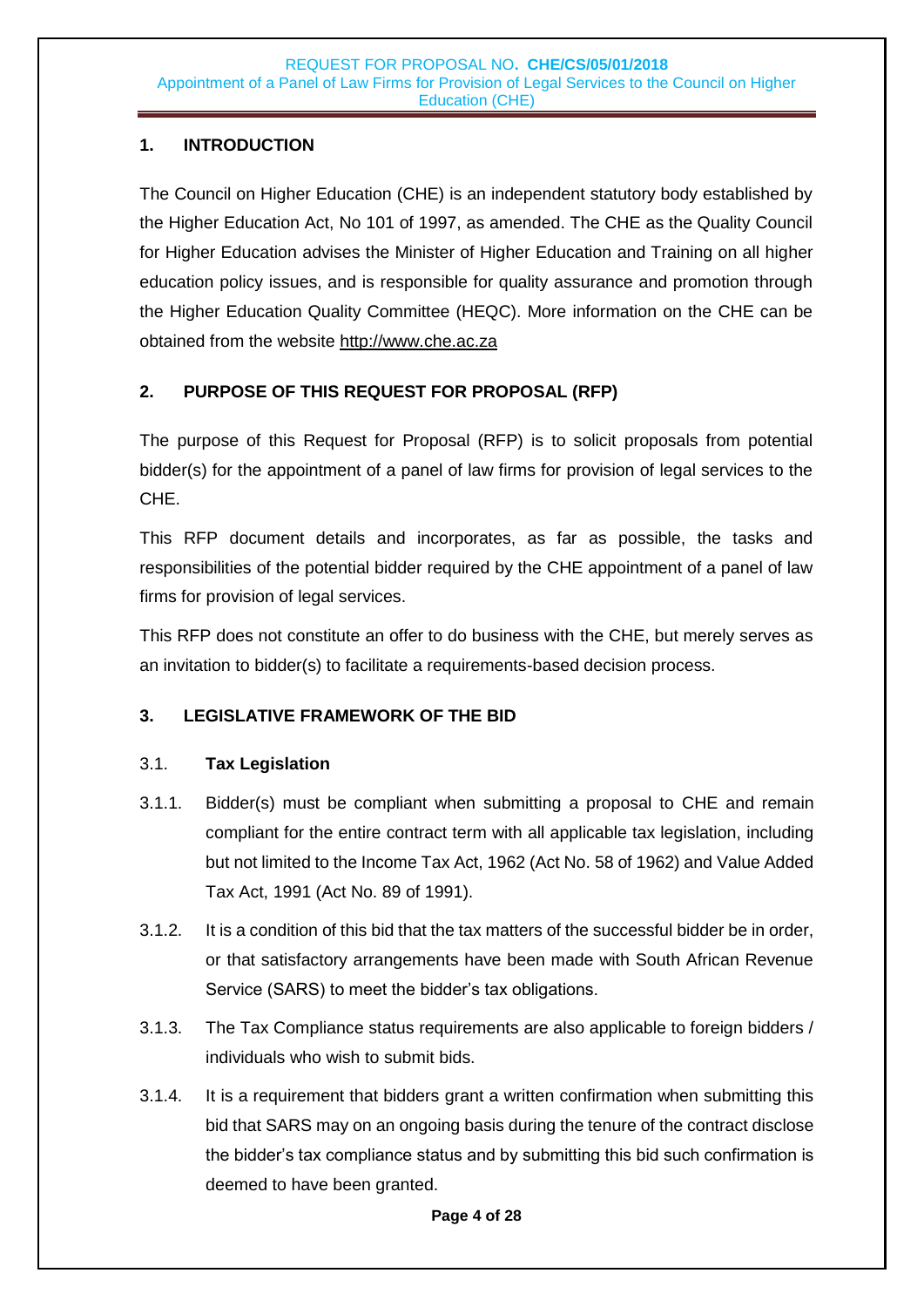## 1. INTRODUCTION

The Council on Higher Education (CHE) is an independent statutory body established by the Higher Education Act, No 101 of 1997, as amended. The CHE as the Quality Council for Higher Education advises the Minister of Higher Education and Training on all higher education policy issues, and is responsible for quality assurance and promotion through the Higher Education Quality Committee (HEQC). More information on the CHE can be obtained from the website http://www.che.ac.za

## 2. PURPOSE OF THIS REQUEST FOR PROPOSAL (RFP)

The purpose of this Request for Proposal (RFP) is to solicit proposals from potential bidder(s) for the appointment of a panel of law firms for provision of legal services to the CHE.

This RFP document details and incorporates, as far as possible, the tasks and responsibilities of the potential bidder required by the CHE appointment of a panel of law firms for provision of legal services.

This RFP does not constitute an offer to do business with the CHE, but merely serves as an invitation to bidder(s) to facilitate a requirements-based decision process.

## 3. LEGISLATIVE FRAMEWORK OF THE BID

### 3.1. Tax Legislation

3.1.1. Bidder(s) must be compliant when submitting a proposal to CHE and remain compliant for the entire contract term with all applicable tax legislation, including but not limited to the Income Tax Act, 1962 (Act No. 58 of 1962) and Value Added Tax Act, 1991 (Act No. 89 of 1991).

3.1.2. It is a condition of this bid that the tax matters of the successful bidder be in order, or that satisfactory arrangements have been made with South African Revenue Service (SARS) to meet the bidder's tax obligations.

3.1.3. The Tax Compliance status requirements are also applicable to foreign bidders / individuals who wish to submit bids.

3.1.4. It is a requirement that bidders grant a written confirmation when submitting this bid that SARS may on an ongoing basis during the tenure of the contract disclose the bidder's tax compliance status and by submitting this bid such confirmation is deemed to have been granted.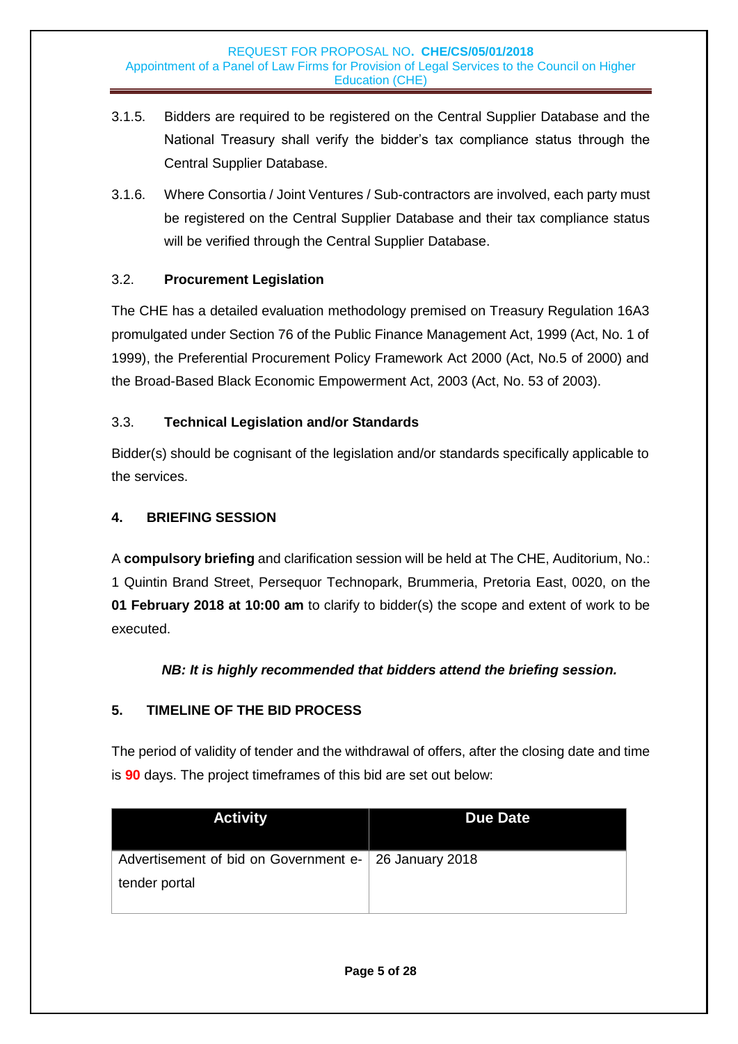3.1.5. Bidders are required to be registered on the Central Supplier Database and the National Treasury shall verify the bidder's tax compliance status through the Central Supplier Database.

3.1.6. Where Consortia / Joint Ventures / Sub-contractors are involved, each party must be registered on the Central Supplier Database and their tax compliance status will be verified through the Central Supplier Database.

### 3.2. Procurement Legislation

The CHE has a detailed evaluation methodology premised on Treasury Regulation 16A3 promulgated under Section 76 of the Public Finance Management Act, 1999 (Act, No. 1 of 1999), the Preferential Procurement Policy Framework Act 2000 (Act, No.5 of 2000) and the Broad-Based Black Economic Empowerment Act, 2003 (Act, No. 53 of 2003).

### 3.3. Technical Legislation and/or Standards

Bidder(s) should be cognisant of the legislation and/or standards specifically applicable to the services.

## 4. BRIEFING SESSION

A **compulsory briefing** and clarification session will be held at The CHE, Auditorium, No.: 1 Quintin Brand Street, Persequor Technopark, Brummeria, Pretoria East, 0020, on the **01 February 2018 at 10:00 am** to clarify to bidder(s) the scope and extent of work to be executed.

***NB: It is highly recommended that bidders attend the briefing session.***

## 5. TIMELINE OF THE BID PROCESS

The period of validity of tender and the withdrawal of offers, after the closing date and time is **90** days. The project timeframes of this bid are set out below:

| Activity | Due Date |
|---|---|
| Advertisement of bid on Government e-tender portal | 26 January 2018 |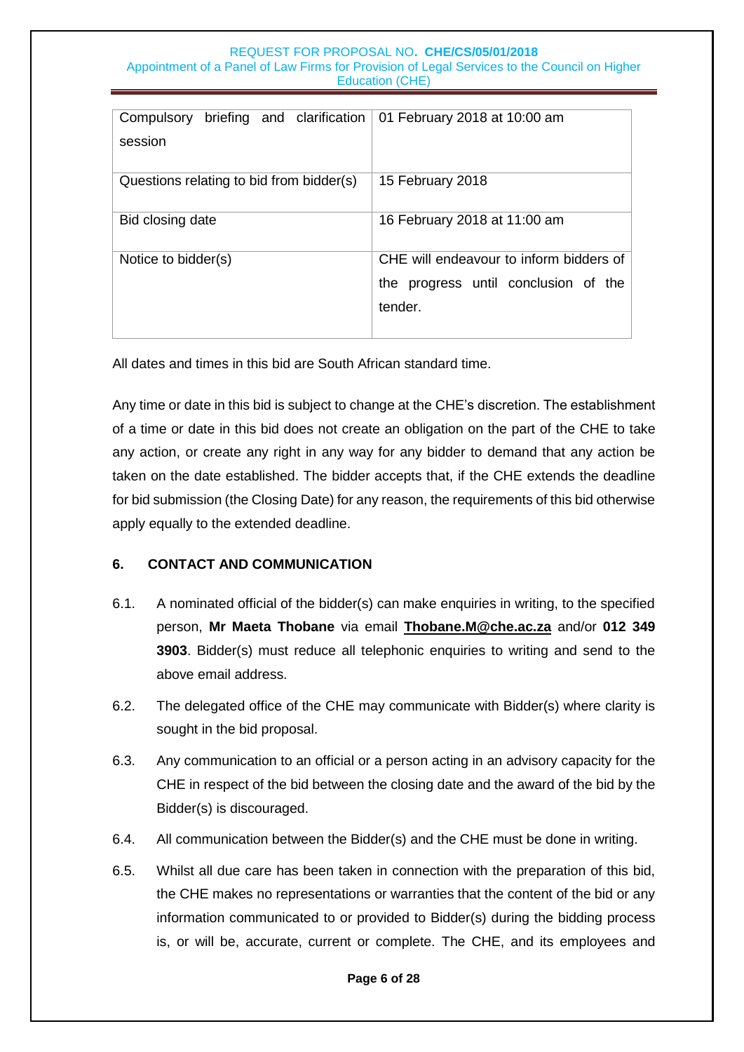| Compulsory briefing and clarification session | 01 February 2018 at 10:00 am |
| --- | --- |
| Questions relating to bid from bidder(s) | 15 February 2018 |
| Bid closing date | 16 February 2018 at 11:00 am |
| Notice to bidder(s) | CHE will endeavour to inform bidders of the progress until conclusion of the tender. |

All dates and times in this bid are South African standard time.

Any time or date in this bid is subject to change at the CHE's discretion. The establishment of a time or date in this bid does not create an obligation on the part of the CHE to take any action, or create any right in any way for any bidder to demand that any action be taken on the date established. The bidder accepts that, if the CHE extends the deadline for bid submission (the Closing Date) for any reason, the requirements of this bid otherwise apply equally to the extended deadline.

## 6. CONTACT AND COMMUNICATION

6.1. A nominated official of the bidder(s) can make enquiries in writing, to the specified person, **Mr Maeta Thobane** via email **Thobane.M@che.ac.za** and/or **012 349 3903**. Bidder(s) must reduce all telephonic enquiries to writing and send to the above email address.

6.2. The delegated office of the CHE may communicate with Bidder(s) where clarity is sought in the bid proposal.

6.3. Any communication to an official or a person acting in an advisory capacity for the CHE in respect of the bid between the closing date and the award of the bid by the Bidder(s) is discouraged.

6.4. All communication between the Bidder(s) and the CHE must be done in writing.

6.5. Whilst all due care has been taken in connection with the preparation of this bid, the CHE makes no representations or warranties that the content of the bid or any information communicated to or provided to Bidder(s) during the bidding process is, or will be, accurate, current or complete. The CHE, and its employees and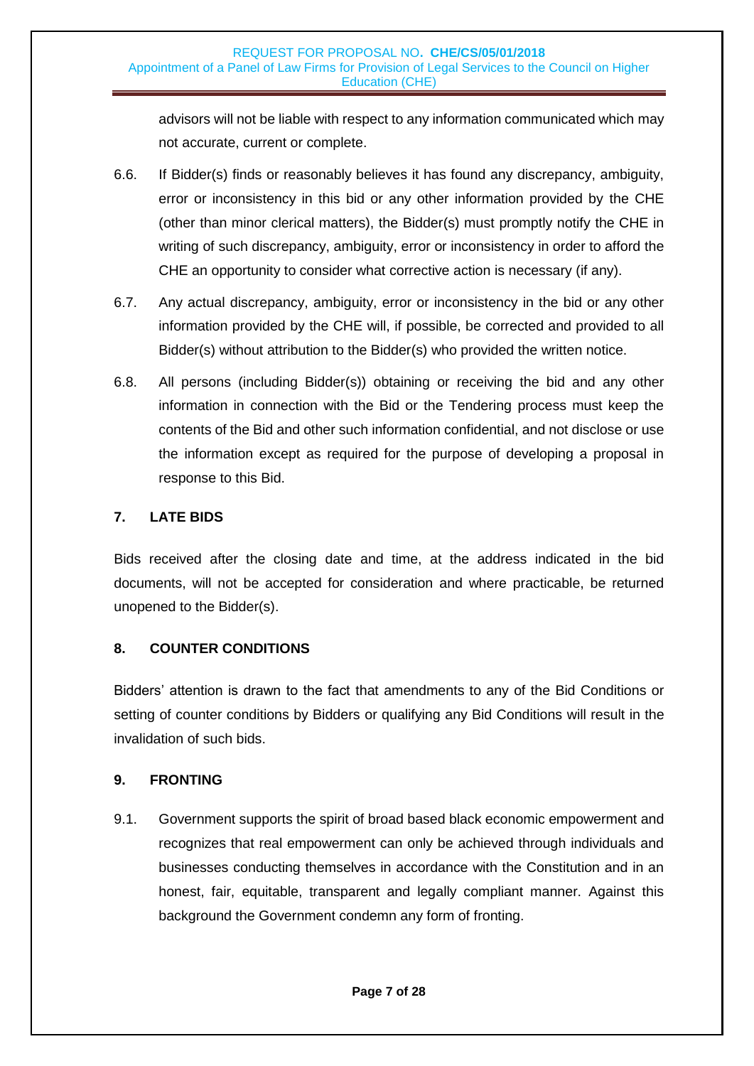advisors will not be liable with respect to any information communicated which may not accurate, current or complete.

6.6. If Bidder(s) finds or reasonably believes it has found any discrepancy, ambiguity, error or inconsistency in this bid or any other information provided by the CHE (other than minor clerical matters), the Bidder(s) must promptly notify the CHE in writing of such discrepancy, ambiguity, error or inconsistency in order to afford the CHE an opportunity to consider what corrective action is necessary (if any).

6.7. Any actual discrepancy, ambiguity, error or inconsistency in the bid or any other information provided by the CHE will, if possible, be corrected and provided to all Bidder(s) without attribution to the Bidder(s) who provided the written notice.

6.8. All persons (including Bidder(s)) obtaining or receiving the bid and any other information in connection with the Bid or the Tendering process must keep the contents of the Bid and other such information confidential, and not disclose or use the information except as required for the purpose of developing a proposal in response to this Bid.

## 7. LATE BIDS

Bids received after the closing date and time, at the address indicated in the bid documents, will not be accepted for consideration and where practicable, be returned unopened to the Bidder(s).

## 8. COUNTER CONDITIONS

Bidders' attention is drawn to the fact that amendments to any of the Bid Conditions or setting of counter conditions by Bidders or qualifying any Bid Conditions will result in the invalidation of such bids.

## 9. FRONTING

9.1. Government supports the spirit of broad based black economic empowerment and recognizes that real empowerment can only be achieved through individuals and businesses conducting themselves in accordance with the Constitution and in an honest, fair, equitable, transparent and legally compliant manner. Against this background the Government condemn any form of fronting.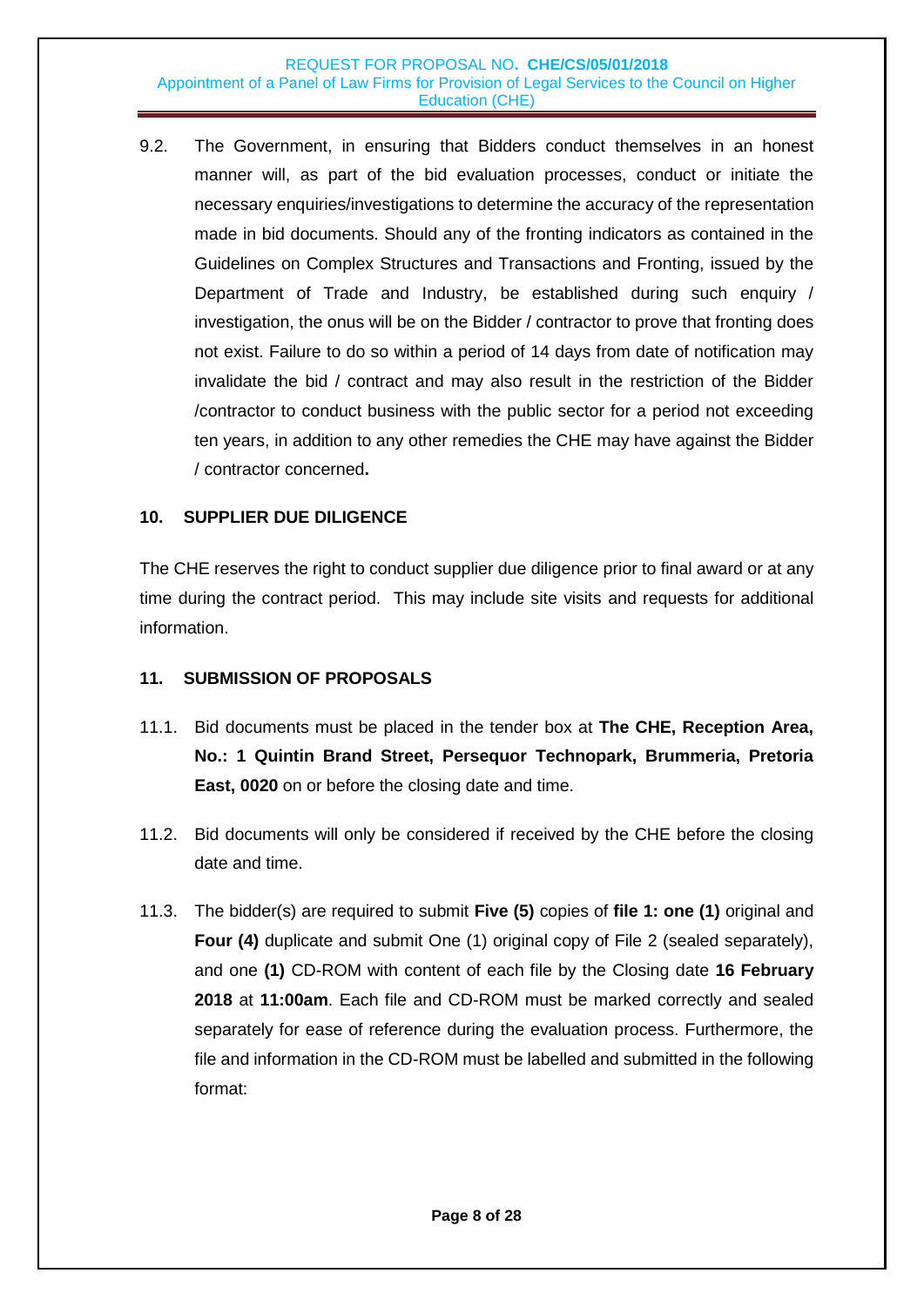9.2. The Government, in ensuring that Bidders conduct themselves in an honest manner will, as part of the bid evaluation processes, conduct or initiate the necessary enquiries/investigations to determine the accuracy of the representation made in bid documents. Should any of the fronting indicators as contained in the Guidelines on Complex Structures and Transactions and Fronting, issued by the Department of Trade and Industry, be established during such enquiry / investigation, the onus will be on the Bidder / contractor to prove that fronting does not exist. Failure to do so within a period of 14 days from date of notification may invalidate the bid / contract and may also result in the restriction of the Bidder /contractor to conduct business with the public sector for a period not exceeding ten years, in addition to any other remedies the CHE may have against the Bidder / contractor concerned**.**

## 10. SUPPLIER DUE DILIGENCE

The CHE reserves the right to conduct supplier due diligence prior to final award or at any time during the contract period. This may include site visits and requests for additional information.

## 11. SUBMISSION OF PROPOSALS

11.1. Bid documents must be placed in the tender box at **The CHE, Reception Area, No.: 1 Quintin Brand Street, Persequor Technopark, Brummeria, Pretoria East, 0020** on or before the closing date and time.

11.2. Bid documents will only be considered if received by the CHE before the closing date and time.

11.3. The bidder(s) are required to submit **Five (5)** copies of **file 1: one (1)** original and **Four (4)** duplicate and submit One (1) original copy of File 2 (sealed separately), and one **(1)** CD-ROM with content of each file by the Closing date **16 February 2018** at **11:00am**. Each file and CD-ROM must be marked correctly and sealed separately for ease of reference during the evaluation process. Furthermore, the file and information in the CD-ROM must be labelled and submitted in the following format: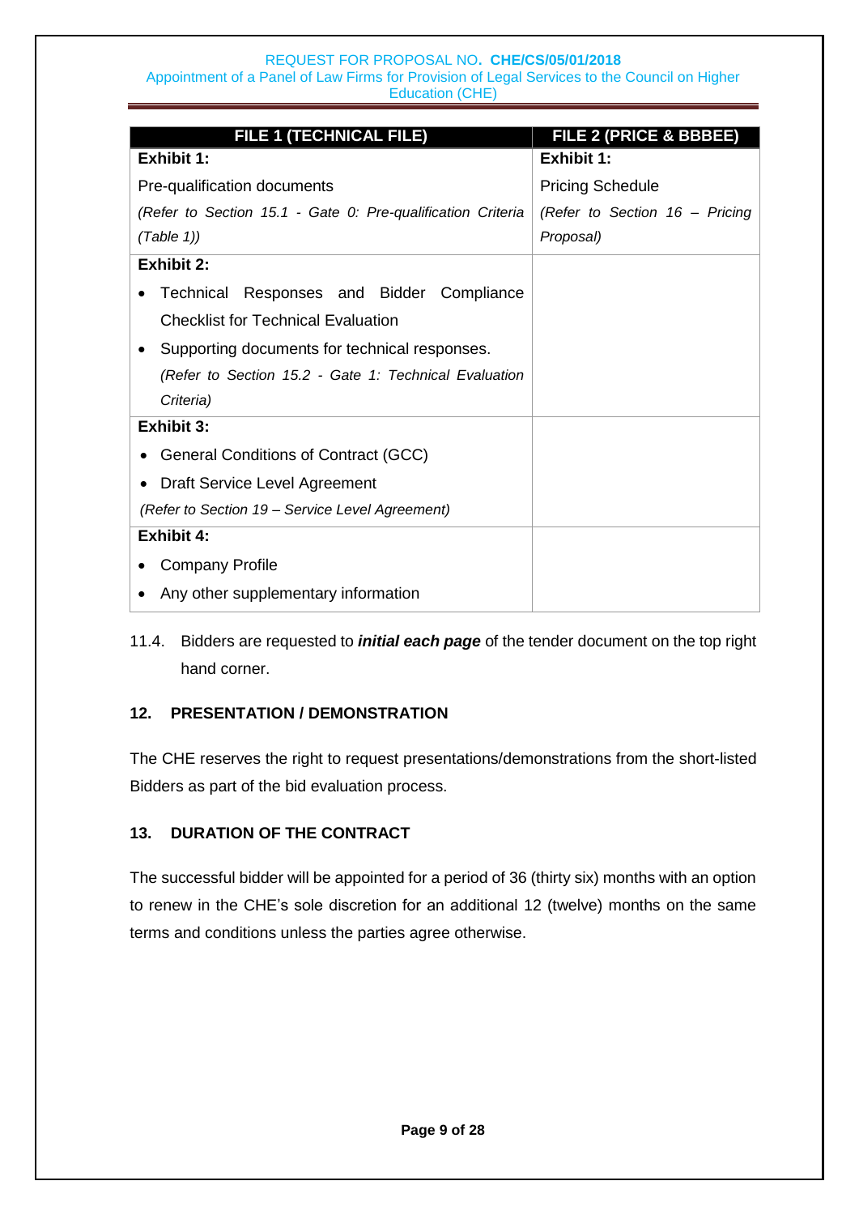| FILE 1 (TECHNICAL FILE) | FILE 2 (PRICE & BBBEE) |
|---|---|
| **Exhibit 1:**<br>Pre-qualification documents<br>*(Refer to Section 15.1 - Gate 0: Pre-qualification Criteria (Table 1))* | **Exhibit 1:**<br>Pricing Schedule<br>*(Refer to Section 16 – Pricing Proposal)* |
| **Exhibit 2:**<br>• Technical Responses and Bidder Compliance Checklist for Technical Evaluation<br>• Supporting documents for technical responses.<br>*(Refer to Section 15.2 - Gate 1: Technical Evaluation Criteria)* | |
| **Exhibit 3:**<br>• General Conditions of Contract (GCC)<br>• Draft Service Level Agreement<br>*(Refer to Section 19 – Service Level Agreement)* | |
| **Exhibit 4:**<br>• Company Profile<br>• Any other supplementary information | |

11.4. Bidders are requested to ***initial each page*** of the tender document on the top right hand corner.

## 12. PRESENTATION / DEMONSTRATION

The CHE reserves the right to request presentations/demonstrations from the short-listed Bidders as part of the bid evaluation process.

## 13. DURATION OF THE CONTRACT

The successful bidder will be appointed for a period of 36 (thirty six) months with an option to renew in the CHE's sole discretion for an additional 12 (twelve) months on the same terms and conditions unless the parties agree otherwise.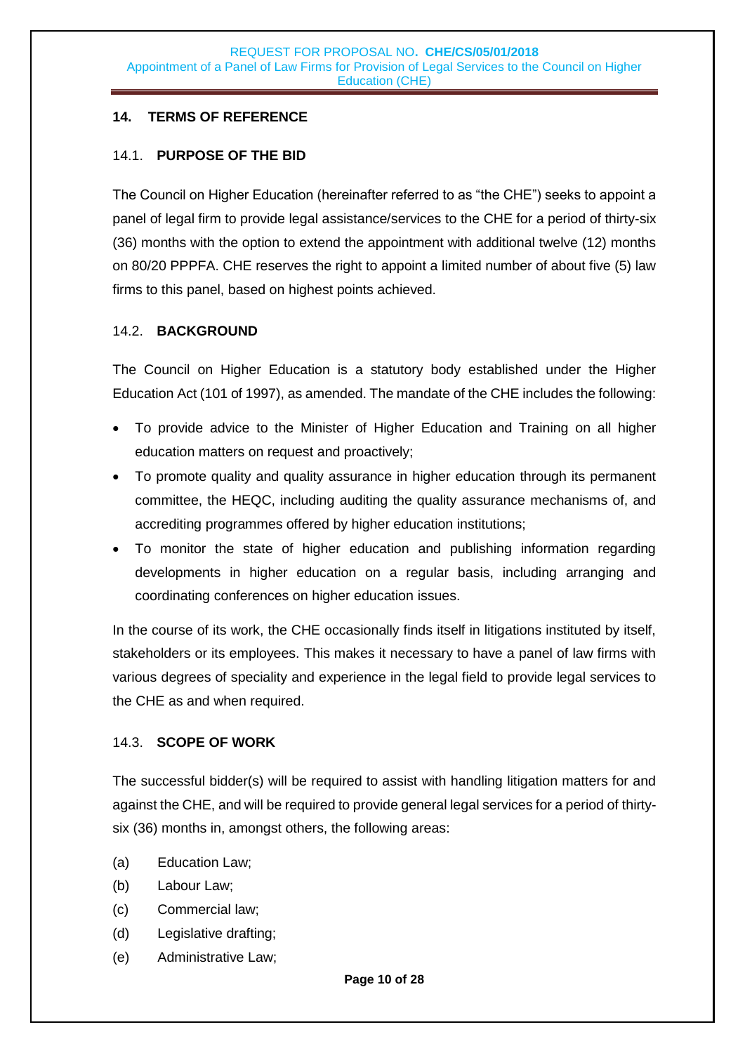## 14. TERMS OF REFERENCE

### 14.1. PURPOSE OF THE BID

The Council on Higher Education (hereinafter referred to as "the CHE") seeks to appoint a panel of legal firm to provide legal assistance/services to the CHE for a period of thirty-six (36) months with the option to extend the appointment with additional twelve (12) months on 80/20 PPPFA. CHE reserves the right to appoint a limited number of about five (5) law firms to this panel, based on highest points achieved.

### 14.2. BACKGROUND

The Council on Higher Education is a statutory body established under the Higher Education Act (101 of 1997), as amended. The mandate of the CHE includes the following:

- To provide advice to the Minister of Higher Education and Training on all higher education matters on request and proactively;
- To promote quality and quality assurance in higher education through its permanent committee, the HEQC, including auditing the quality assurance mechanisms of, and accrediting programmes offered by higher education institutions;
- To monitor the state of higher education and publishing information regarding developments in higher education on a regular basis, including arranging and coordinating conferences on higher education issues.

In the course of its work, the CHE occasionally finds itself in litigations instituted by itself, stakeholders or its employees. This makes it necessary to have a panel of law firms with various degrees of speciality and experience in the legal field to provide legal services to the CHE as and when required.

### 14.3. SCOPE OF WORK

The successful bidder(s) will be required to assist with handling litigation matters for and against the CHE, and will be required to provide general legal services for a period of thirty-six (36) months in, amongst others, the following areas:

(a) Education Law;

(b) Labour Law;

(c) Commercial law;

(d) Legislative drafting;

(e) Administrative Law;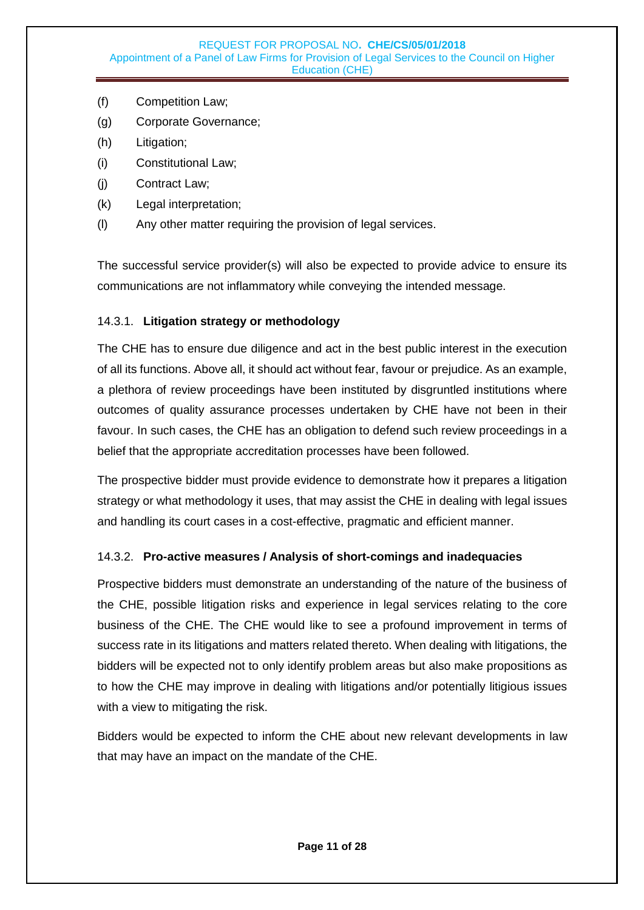(f) Competition Law;

(g) Corporate Governance;

(h) Litigation;

(i) Constitutional Law;

(j) Contract Law;

(k) Legal interpretation;

(l) Any other matter requiring the provision of legal services.

The successful service provider(s) will also be expected to provide advice to ensure its communications are not inflammatory while conveying the intended message.

#### 14.3.1. **Litigation strategy or methodology**

The CHE has to ensure due diligence and act in the best public interest in the execution of all its functions. Above all, it should act without fear, favour or prejudice. As an example, a plethora of review proceedings have been instituted by disgruntled institutions where outcomes of quality assurance processes undertaken by CHE have not been in their favour. In such cases, the CHE has an obligation to defend such review proceedings in a belief that the appropriate accreditation processes have been followed.

The prospective bidder must provide evidence to demonstrate how it prepares a litigation strategy or what methodology it uses, that may assist the CHE in dealing with legal issues and handling its court cases in a cost-effective, pragmatic and efficient manner.

#### 14.3.2. **Pro-active measures / Analysis of short-comings and inadequacies**

Prospective bidders must demonstrate an understanding of the nature of the business of the CHE, possible litigation risks and experience in legal services relating to the core business of the CHE. The CHE would like to see a profound improvement in terms of success rate in its litigations and matters related thereto. When dealing with litigations, the bidders will be expected not to only identify problem areas but also make propositions as to how the CHE may improve in dealing with litigations and/or potentially litigious issues with a view to mitigating the risk.

Bidders would be expected to inform the CHE about new relevant developments in law that may have an impact on the mandate of the CHE.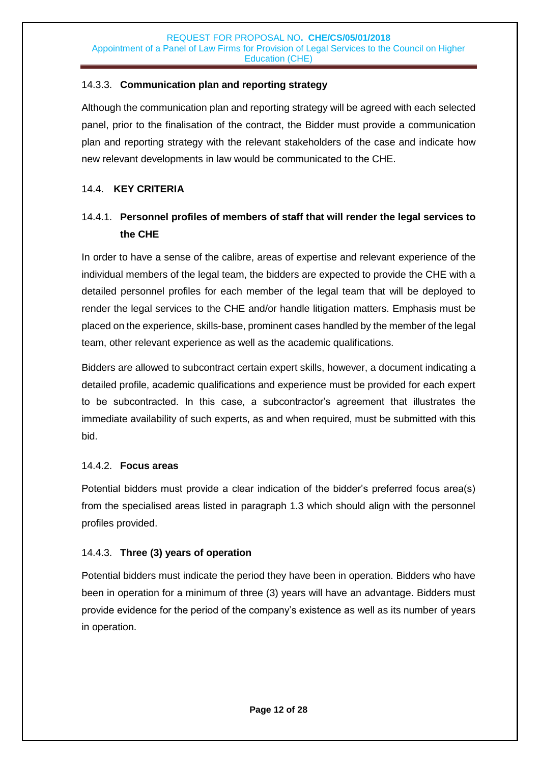#### 14.3.3. Communication plan and reporting strategy

Although the communication plan and reporting strategy will be agreed with each selected panel, prior to the finalisation of the contract, the Bidder must provide a communication plan and reporting strategy with the relevant stakeholders of the case and indicate how new relevant developments in law would be communicated to the CHE.

### 14.4. KEY CRITERIA

#### 14.4.1. Personnel profiles of members of staff that will render the legal services to the CHE

In order to have a sense of the calibre, areas of expertise and relevant experience of the individual members of the legal team, the bidders are expected to provide the CHE with a detailed personnel profiles for each member of the legal team that will be deployed to render the legal services to the CHE and/or handle litigation matters. Emphasis must be placed on the experience, skills-base, prominent cases handled by the member of the legal team, other relevant experience as well as the academic qualifications.

Bidders are allowed to subcontract certain expert skills, however, a document indicating a detailed profile, academic qualifications and experience must be provided for each expert to be subcontracted. In this case, a subcontractor's agreement that illustrates the immediate availability of such experts, as and when required, must be submitted with this bid.

#### 14.4.2. Focus areas

Potential bidders must provide a clear indication of the bidder's preferred focus area(s) from the specialised areas listed in paragraph 1.3 which should align with the personnel profiles provided.

#### 14.4.3. Three (3) years of operation

Potential bidders must indicate the period they have been in operation. Bidders who have been in operation for a minimum of three (3) years will have an advantage. Bidders must provide evidence for the period of the company's existence as well as its number of years in operation.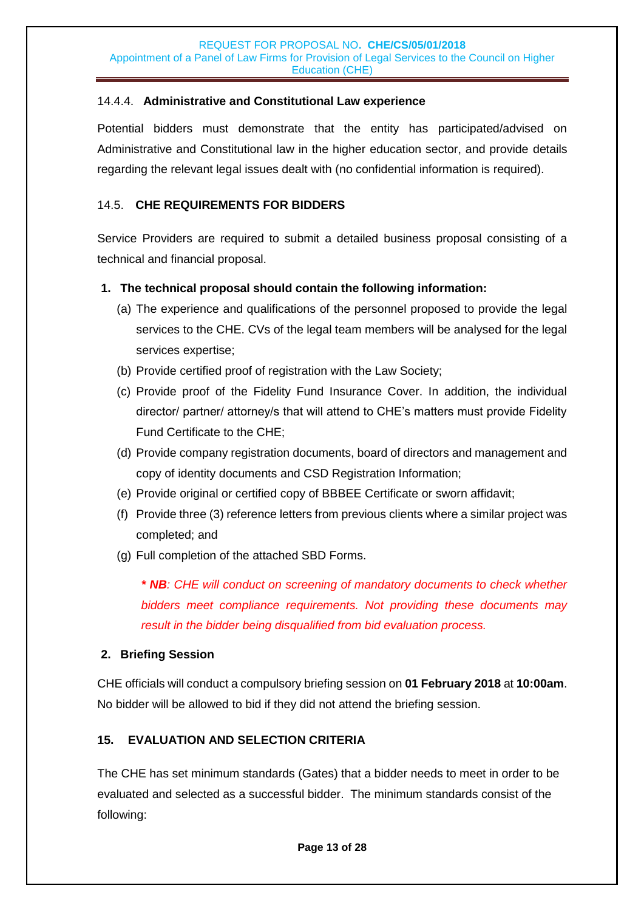#### 14.4.4. Administrative and Constitutional Law experience

Potential bidders must demonstrate that the entity has participated/advised on Administrative and Constitutional law in the higher education sector, and provide details regarding the relevant legal issues dealt with (no confidential information is required).

### 14.5. CHE REQUIREMENTS FOR BIDDERS

Service Providers are required to submit a detailed business proposal consisting of a technical and financial proposal.

**1. The technical proposal should contain the following information:**

(a) The experience and qualifications of the personnel proposed to provide the legal services to the CHE. CVs of the legal team members will be analysed for the legal services expertise;

(b) Provide certified proof of registration with the Law Society;

(c) Provide proof of the Fidelity Fund Insurance Cover. In addition, the individual director/ partner/ attorney/s that will attend to CHE's matters must provide Fidelity Fund Certificate to the CHE;

(d) Provide company registration documents, board of directors and management and copy of identity documents and CSD Registration Information;

(e) Provide original or certified copy of BBBEE Certificate or sworn affidavit;

(f) Provide three (3) reference letters from previous clients where a similar project was completed; and

(g) Full completion of the attached SBD Forms.

> ***\* NB**: CHE will conduct on screening of mandatory documents to check whether bidders meet compliance requirements. Not providing these documents may result in the bidder being disqualified from bid evaluation process.*

**2. Briefing Session**

CHE officials will conduct a compulsory briefing session on **01 February 2018** at **10:00am**. No bidder will be allowed to bid if they did not attend the briefing session.

## 15. EVALUATION AND SELECTION CRITERIA

The CHE has set minimum standards (Gates) that a bidder needs to meet in order to be evaluated and selected as a successful bidder. The minimum standards consist of the following: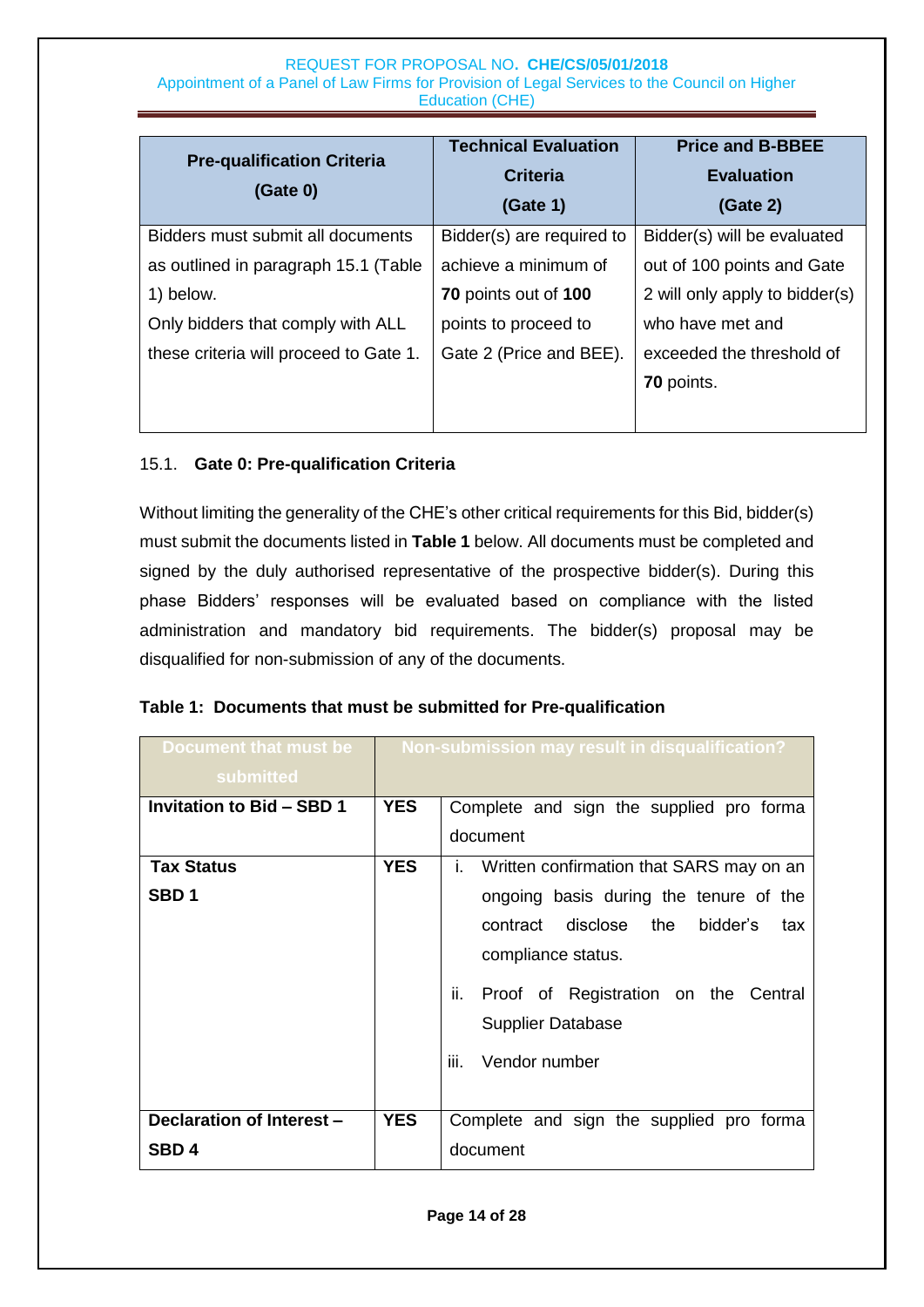| Pre-qualification Criteria (Gate 0) | Technical Evaluation Criteria (Gate 1) | Price and B-BBEE Evaluation (Gate 2) |
|---|---|---|
| Bidders must submit all documents as outlined in paragraph 15.1 (Table 1) below. Only bidders that comply with ALL these criteria will proceed to Gate 1. | Bidder(s) are required to achieve a minimum of **70** points out of **100** points to proceed to Gate 2 (Price and BEE). | Bidder(s) will be evaluated out of 100 points and Gate 2 will only apply to bidder(s) who have met and exceeded the threshold of **70** points. |

### 15.1. Gate 0: Pre-qualification Criteria

Without limiting the generality of the CHE's other critical requirements for this Bid, bidder(s) must submit the documents listed in **Table 1** below. All documents must be completed and signed by the duly authorised representative of the prospective bidder(s). During this phase Bidders' responses will be evaluated based on compliance with the listed administration and mandatory bid requirements. The bidder(s) proposal may be disqualified for non-submission of any of the documents.

**Table 1: Documents that must be submitted for Pre-qualification**

| Document that must be submitted | Non-submission may result in disqualification? | |
|---|---|---|
| **Invitation to Bid – SBD 1** | **YES** | Complete and sign the supplied pro forma document |
| **Tax Status SBD 1** | **YES** | i. Written confirmation that SARS may on an ongoing basis during the tenure of the contract disclose the bidder's tax compliance status.<br>ii. Proof of Registration on the Central Supplier Database<br>iii. Vendor number |
| **Declaration of Interest – SBD 4** | **YES** | Complete and sign the supplied pro forma document |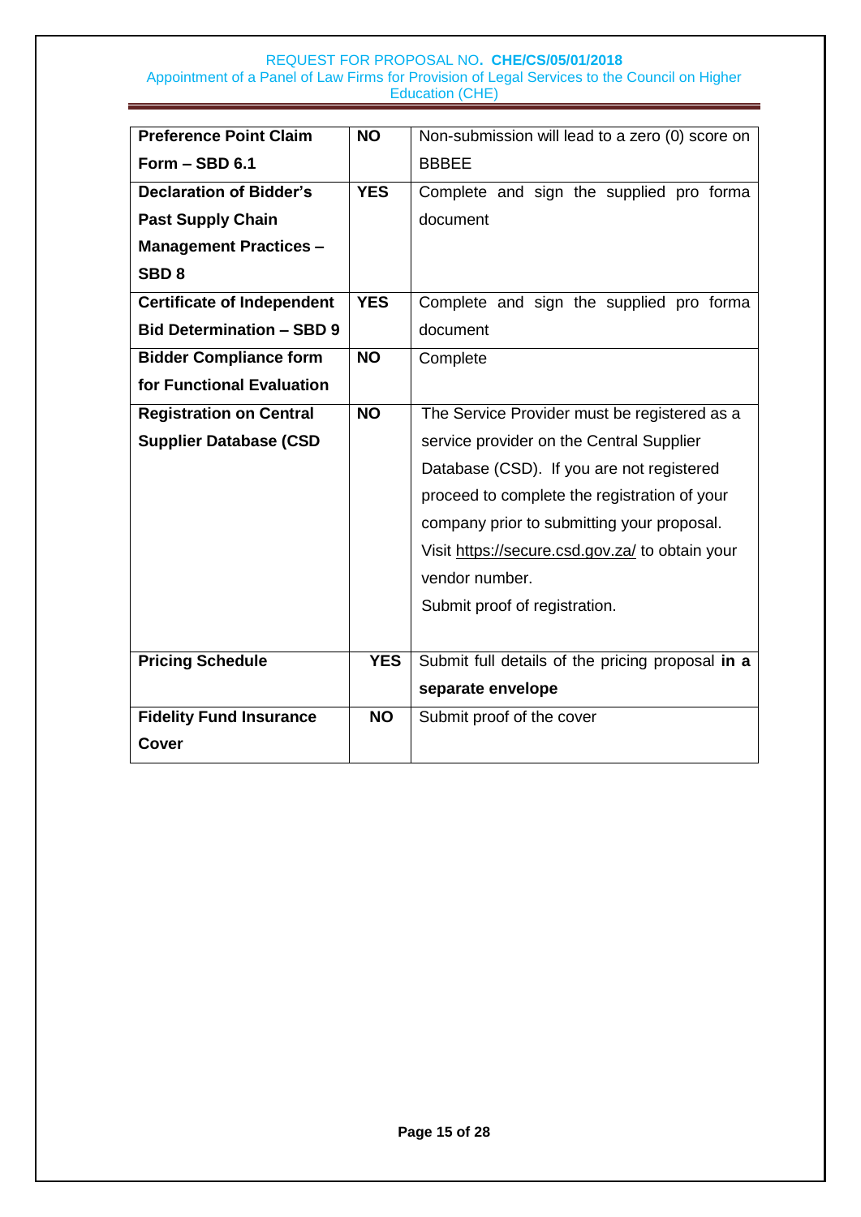| **Preference Point Claim Form – SBD 6.1** | **NO** | Non-submission will lead to a zero (0) score on BBBEE |
|---|---|---|
| **Declaration of Bidder's Past Supply Chain Management Practices – SBD 8** | **YES** | Complete and sign the supplied pro forma document |
| **Certificate of Independent Bid Determination – SBD 9** | **YES** | Complete and sign the supplied pro forma document |
| **Bidder Compliance form for Functional Evaluation** | **NO** | Complete |
| **Registration on Central Supplier Database (CSD** | **NO** | The Service Provider must be registered as a service provider on the Central Supplier Database (CSD). If you are not registered proceed to complete the registration of your company prior to submitting your proposal. Visit https://secure.csd.gov.za/ to obtain your vendor number. Submit proof of registration. |
| **Pricing Schedule** | **YES** | Submit full details of the pricing proposal **in a separate envelope** |
| **Fidelity Fund Insurance Cover** | **NO** | Submit proof of the cover |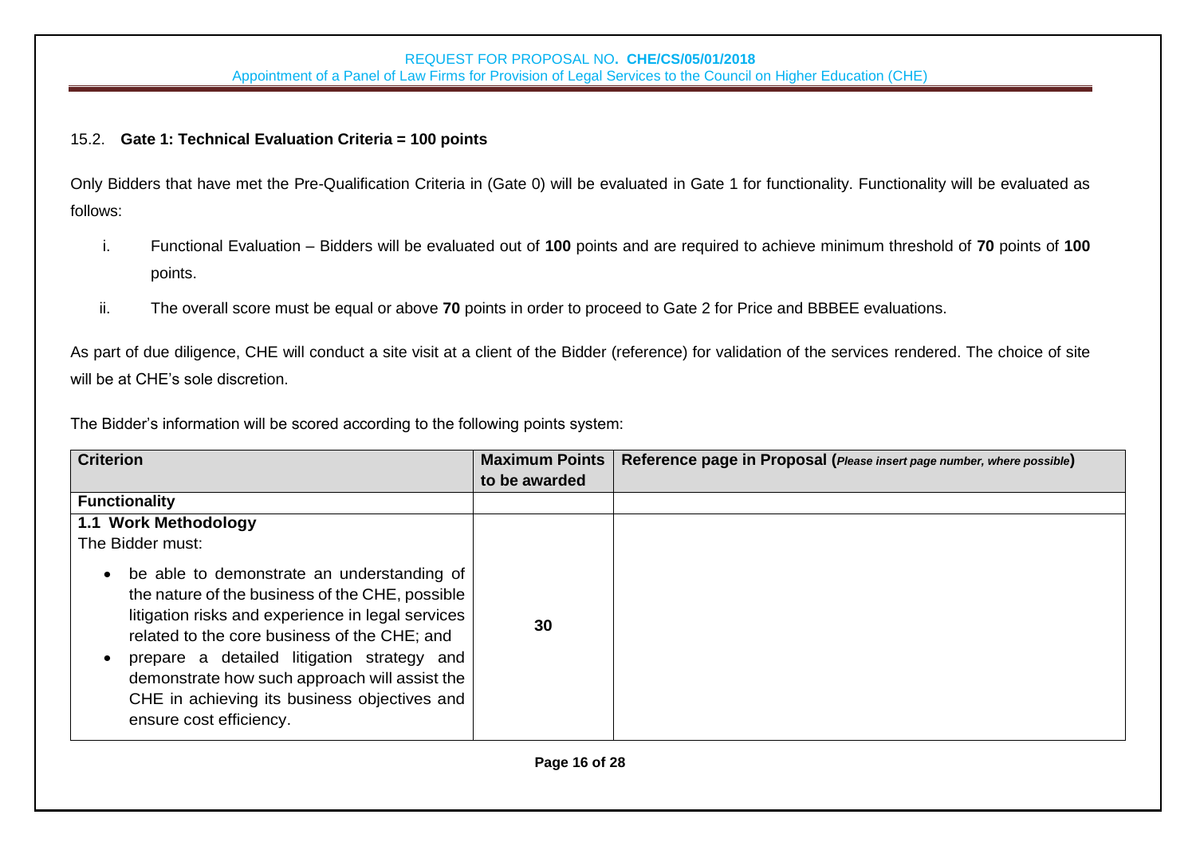### 15.2. Gate 1: Technical Evaluation Criteria = 100 points

Only Bidders that have met the Pre-Qualification Criteria in (Gate 0) will be evaluated in Gate 1 for functionality. Functionality will be evaluated as follows:

i. Functional Evaluation – Bidders will be evaluated out of **100** points and are required to achieve minimum threshold of **70** points of **100** points.

ii. The overall score must be equal or above **70** points in order to proceed to Gate 2 for Price and BBBEE evaluations.

As part of due diligence, CHE will conduct a site visit at a client of the Bidder (reference) for validation of the services rendered. The choice of site will be at CHE's sole discretion.

The Bidder's information will be scored according to the following points system:

| **Criterion** | **Maximum Points to be awarded** | **Reference page in Proposal** (*Please insert page number, where possible*) |
|---|---|---|
| **Functionality** | | |
| **1.1 Work Methodology**<br>The Bidder must:<br>• be able to demonstrate an understanding of the nature of the business of the CHE, possible litigation risks and experience in legal services related to the core business of the CHE; and<br>• prepare a detailed litigation strategy and demonstrate how such approach will assist the CHE in achieving its business objectives and ensure cost efficiency. | **30** | |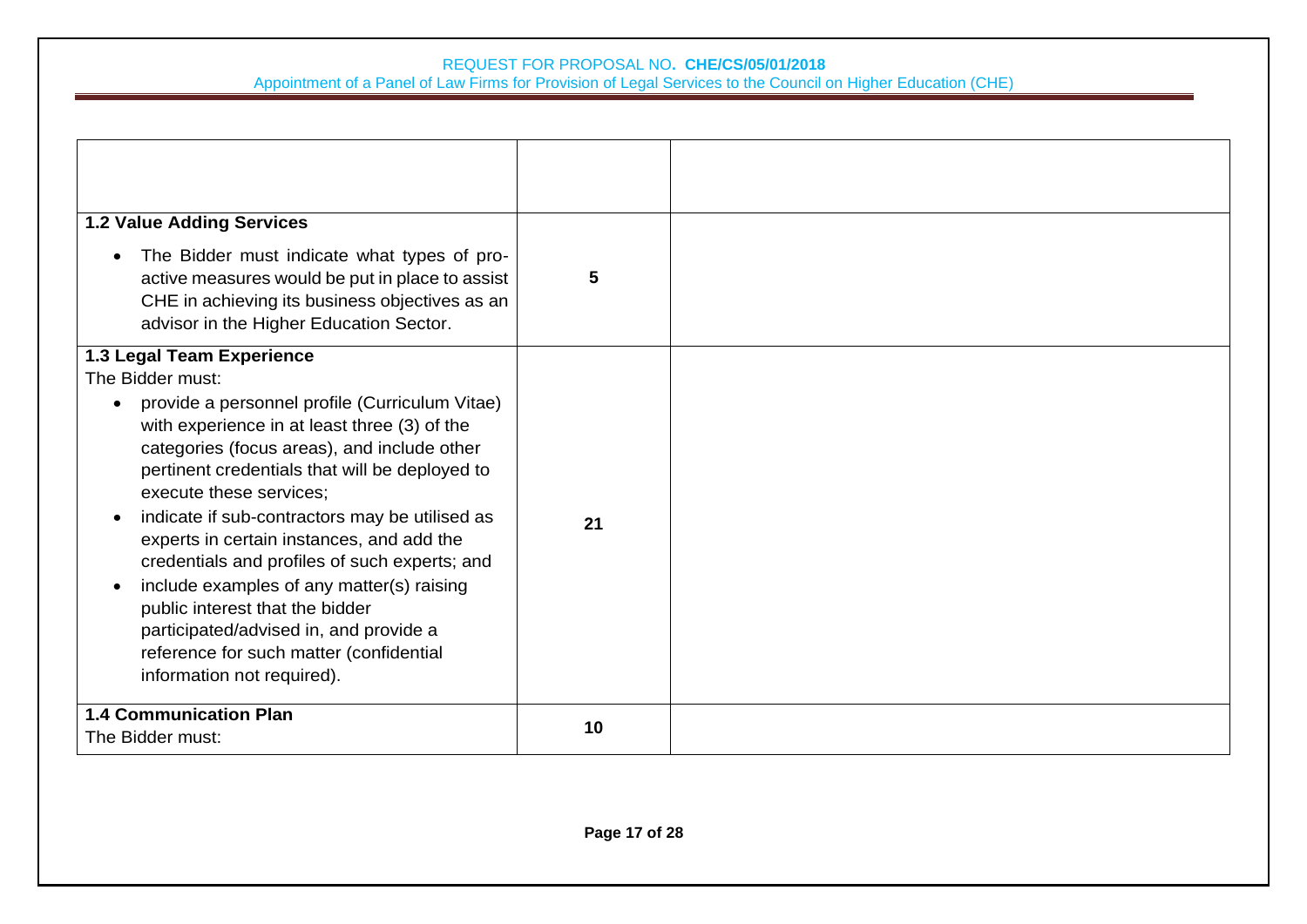| | | |
|---|---|---|
| | | |
| **1.2 Value Adding Services**<br>• The Bidder must indicate what types of pro-active measures would be put in place to assist CHE in achieving its business objectives as an advisor in the Higher Education Sector. | **5** | |
| **1.3 Legal Team Experience**<br>The Bidder must:<br>• provide a personnel profile (Curriculum Vitae) with experience in at least three (3) of the categories (focus areas), and include other pertinent credentials that will be deployed to execute these services;<br>• indicate if sub-contractors may be utilised as experts in certain instances, and add the credentials and profiles of such experts; and<br>• include examples of any matter(s) raising public interest that the bidder participated/advised in, and provide a reference for such matter (confidential information not required). | **21** | |
| **1.4 Communication Plan**<br>The Bidder must: | **10** | |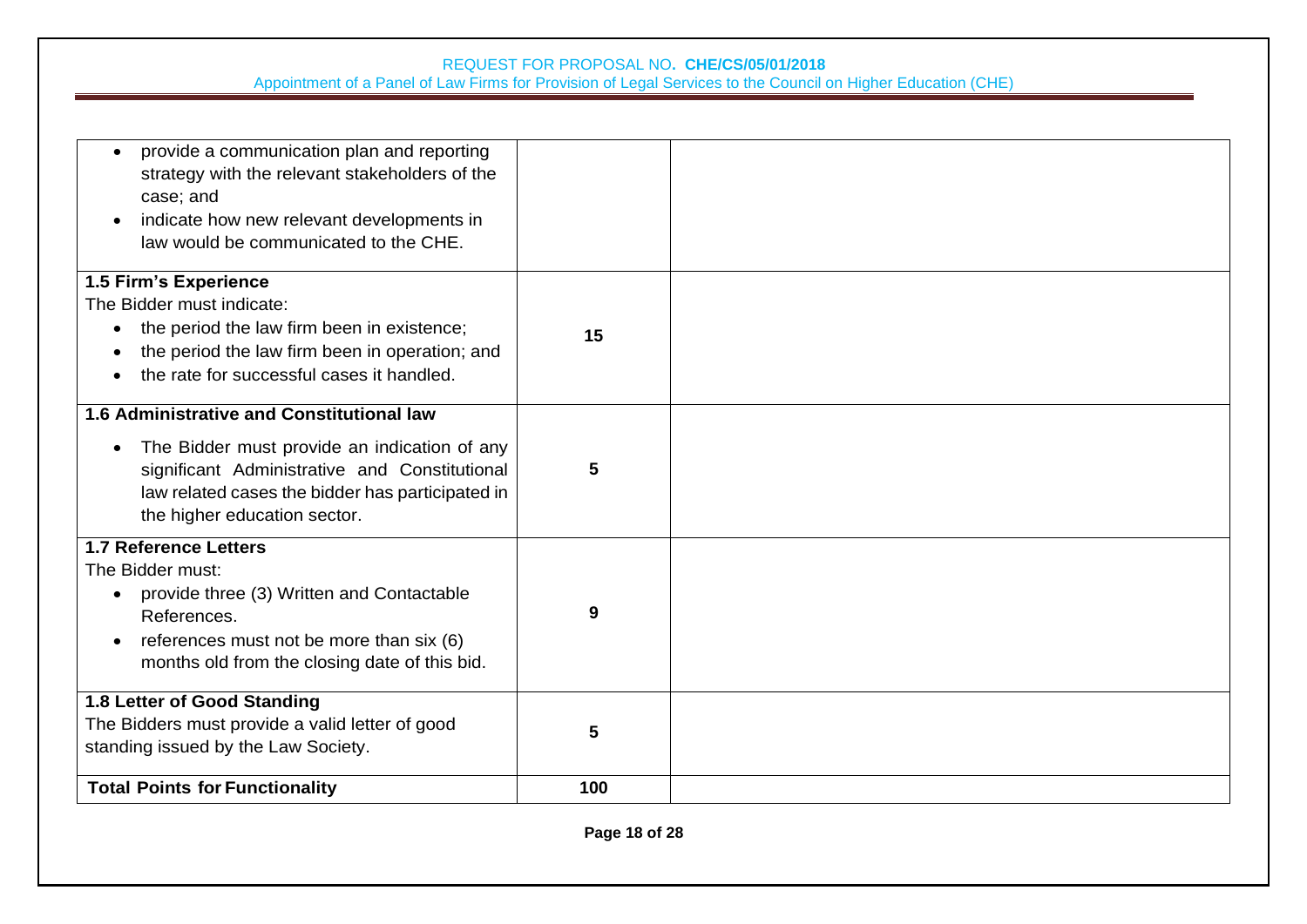| | | |
|---|---|---|
| • provide a communication plan and reporting strategy with the relevant stakeholders of the case; and<br>• indicate how new relevant developments in law would be communicated to the CHE. | | |
| **1.5 Firm's Experience**<br>The Bidder must indicate:<br>• the period the law firm been in existence;<br>• the period the law firm been in operation; and<br>• the rate for successful cases it handled. | **15** | |
| **1.6 Administrative and Constitutional law**<br>• The Bidder must provide an indication of any significant Administrative and Constitutional law related cases the bidder has participated in the higher education sector. | **5** | |
| **1.7 Reference Letters**<br>The Bidder must:<br>• provide three (3) Written and Contactable References.<br>• references must not be more than six (6) months old from the closing date of this bid. | **9** | |
| **1.8 Letter of Good Standing**<br>The Bidders must provide a valid letter of good standing issued by the Law Society. | **5** | |
| **Total Points for Functionality** | **100** | |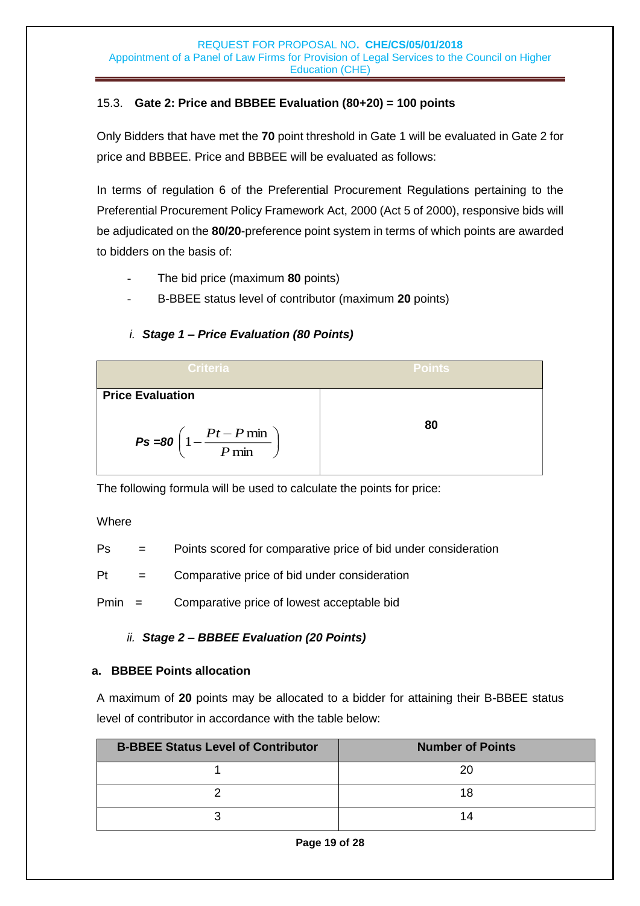### 15.3. Gate 2: Price and BBBEE Evaluation (80+20) = 100 points

Only Bidders that have met the **70** point threshold in Gate 1 will be evaluated in Gate 2 for price and BBBEE. Price and BBBEE will be evaluated as follows:

In terms of regulation 6 of the Preferential Procurement Regulations pertaining to the Preferential Procurement Policy Framework Act, 2000 (Act 5 of 2000), responsive bids will be adjudicated on the **80/20**-preference point system in terms of which points are awarded to bidders on the basis of:

- The bid price (maximum **80** points)
- B-BBEE status level of contributor (maximum **20** points)

#### *i. Stage 1 – Price Evaluation (80 Points)*

| Criteria | Points |
|---|---|
| **Price Evaluation** $Ps = 80\left(1 - \frac{Pt - P\min}{P\min}\right)$ | **80** |

The following formula will be used to calculate the points for price:

Where

Ps = Points scored for comparative price of bid under consideration

Pt = Comparative price of bid under consideration

Pmin = Comparative price of lowest acceptable bid

#### *ii. Stage 2 – BBBEE Evaluation (20 Points)*

**a. BBBEE Points allocation**

A maximum of **20** points may be allocated to a bidder for attaining their B-BBEE status level of contributor in accordance with the table below:

| B-BBEE Status Level of Contributor | Number of Points |
|---|---|
| 1 | 20 |
| 2 | 18 |
| 3 | 14 |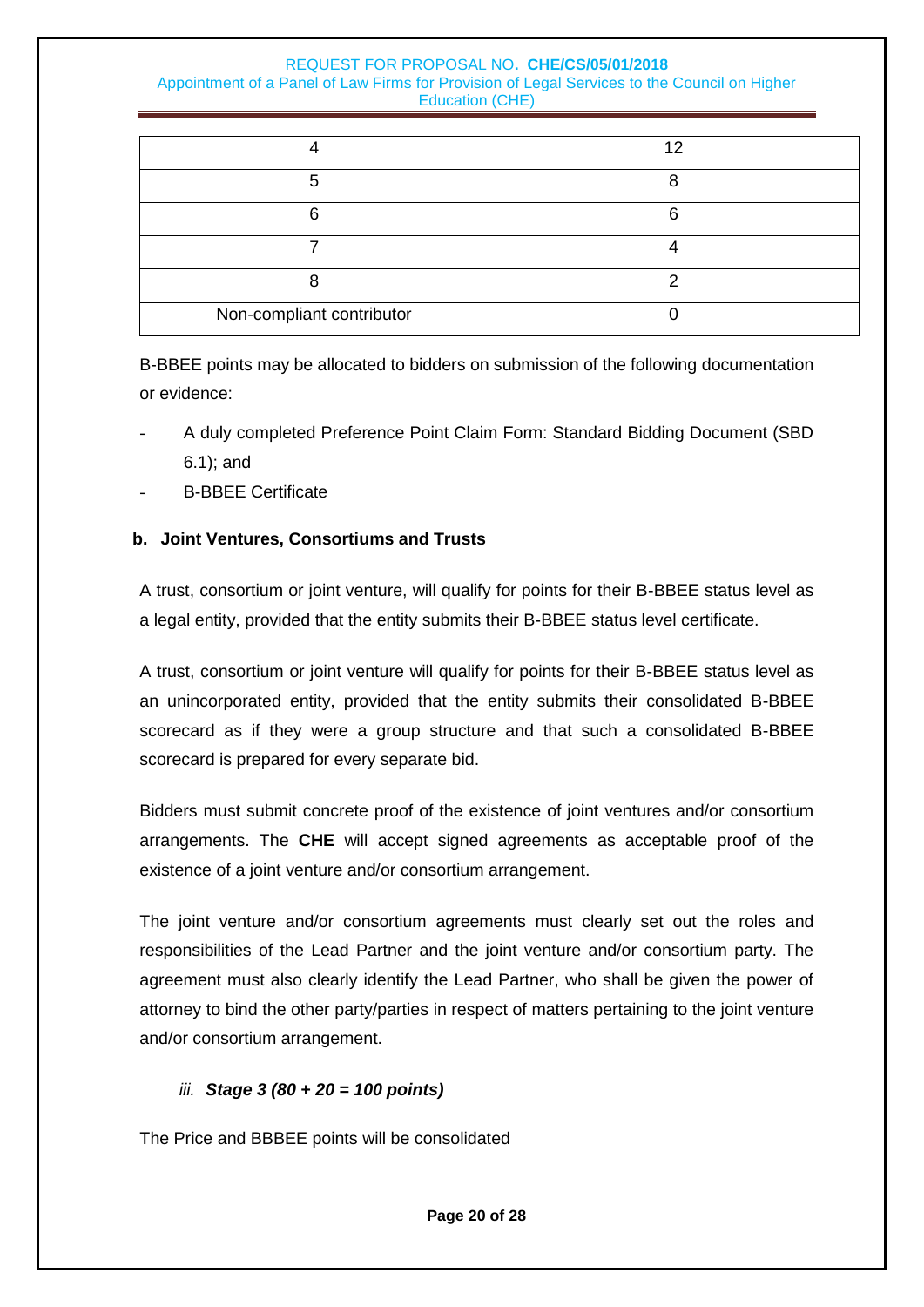| | |
|---|---|
| 4 | 12 |
| 5 | 8 |
| 6 | 6 |
| 7 | 4 |
| 8 | 2 |
| Non-compliant contributor | 0 |

B-BBEE points may be allocated to bidders on submission of the following documentation or evidence:

- A duly completed Preference Point Claim Form: Standard Bidding Document (SBD 6.1); and
- B-BBEE Certificate

**b. Joint Ventures, Consortiums and Trusts**

A trust, consortium or joint venture, will qualify for points for their B-BBEE status level as a legal entity, provided that the entity submits their B-BBEE status level certificate.

A trust, consortium or joint venture will qualify for points for their B-BBEE status level as an unincorporated entity, provided that the entity submits their consolidated B-BBEE scorecard as if they were a group structure and that such a consolidated B-BBEE scorecard is prepared for every separate bid.

Bidders must submit concrete proof of the existence of joint ventures and/or consortium arrangements. The **CHE** will accept signed agreements as acceptable proof of the existence of a joint venture and/or consortium arrangement.

The joint venture and/or consortium agreements must clearly set out the roles and responsibilities of the Lead Partner and the joint venture and/or consortium party. The agreement must also clearly identify the Lead Partner, who shall be given the power of attorney to bind the other party/parties in respect of matters pertaining to the joint venture and/or consortium arrangement.

*iii.* ***Stage 3 (80 + 20 = 100 points)***

The Price and BBBEE points will be consolidated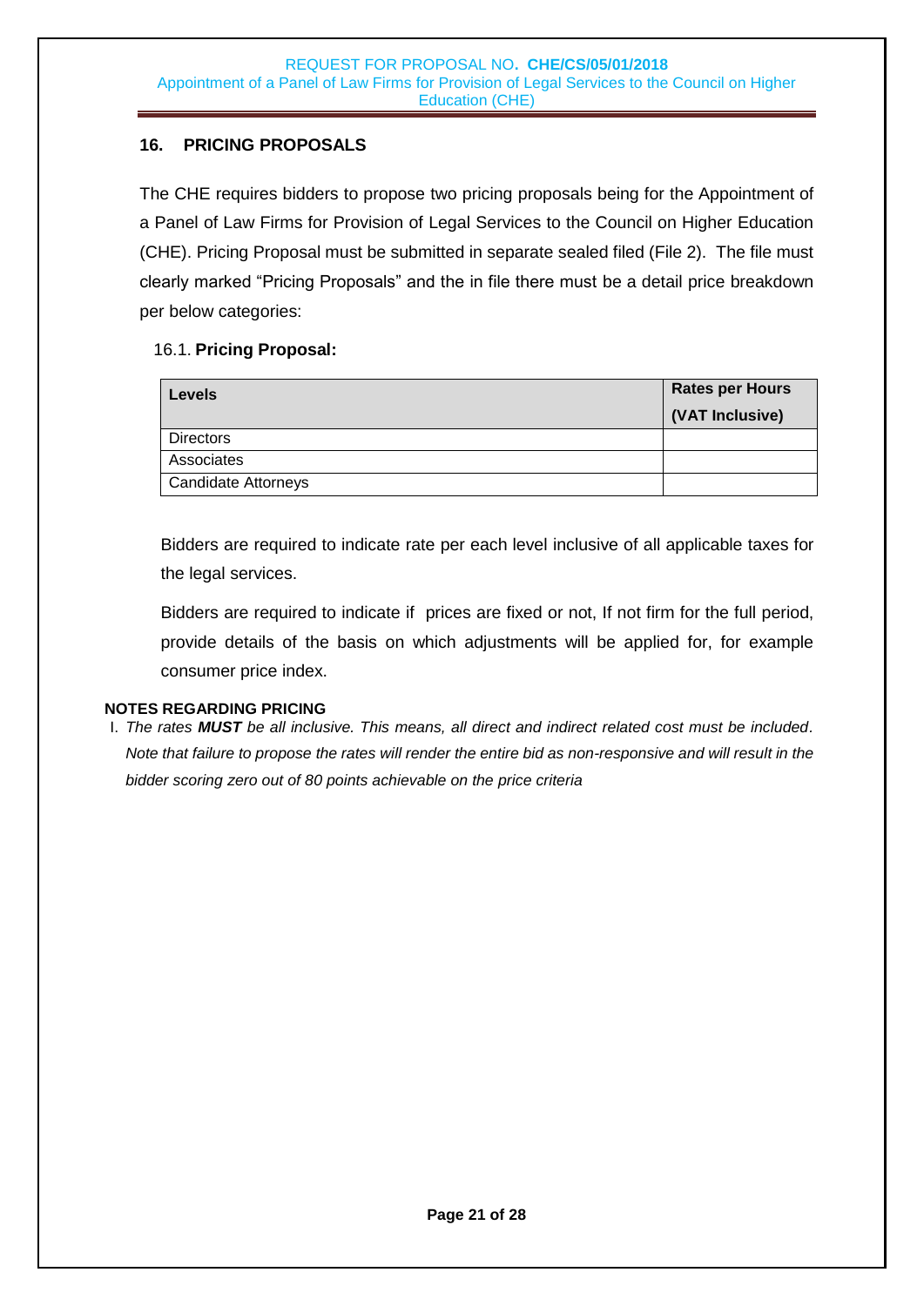## 16. PRICING PROPOSALS

The CHE requires bidders to propose two pricing proposals being for the Appointment of a Panel of Law Firms for Provision of Legal Services to the Council on Higher Education (CHE). Pricing Proposal must be submitted in separate sealed filed (File 2). The file must clearly marked "Pricing Proposals" and the in file there must be a detail price breakdown per below categories:

### 16.1. Pricing Proposal:

| Levels | Rates per Hours (VAT Inclusive) |
|---|---|
| Directors | |
| Associates | |
| Candidate Attorneys | |

Bidders are required to indicate rate per each level inclusive of all applicable taxes for the legal services.

Bidders are required to indicate if prices are fixed or not, If not firm for the full period, provide details of the basis on which adjustments will be applied for, for example consumer price index.

**NOTES REGARDING PRICING**

I. *The rates **MUST** be all inclusive. This means, all direct and indirect related cost must be included. Note that failure to propose the rates will render the entire bid as non-responsive and will result in the bidder scoring zero out of 80 points achievable on the price criteria*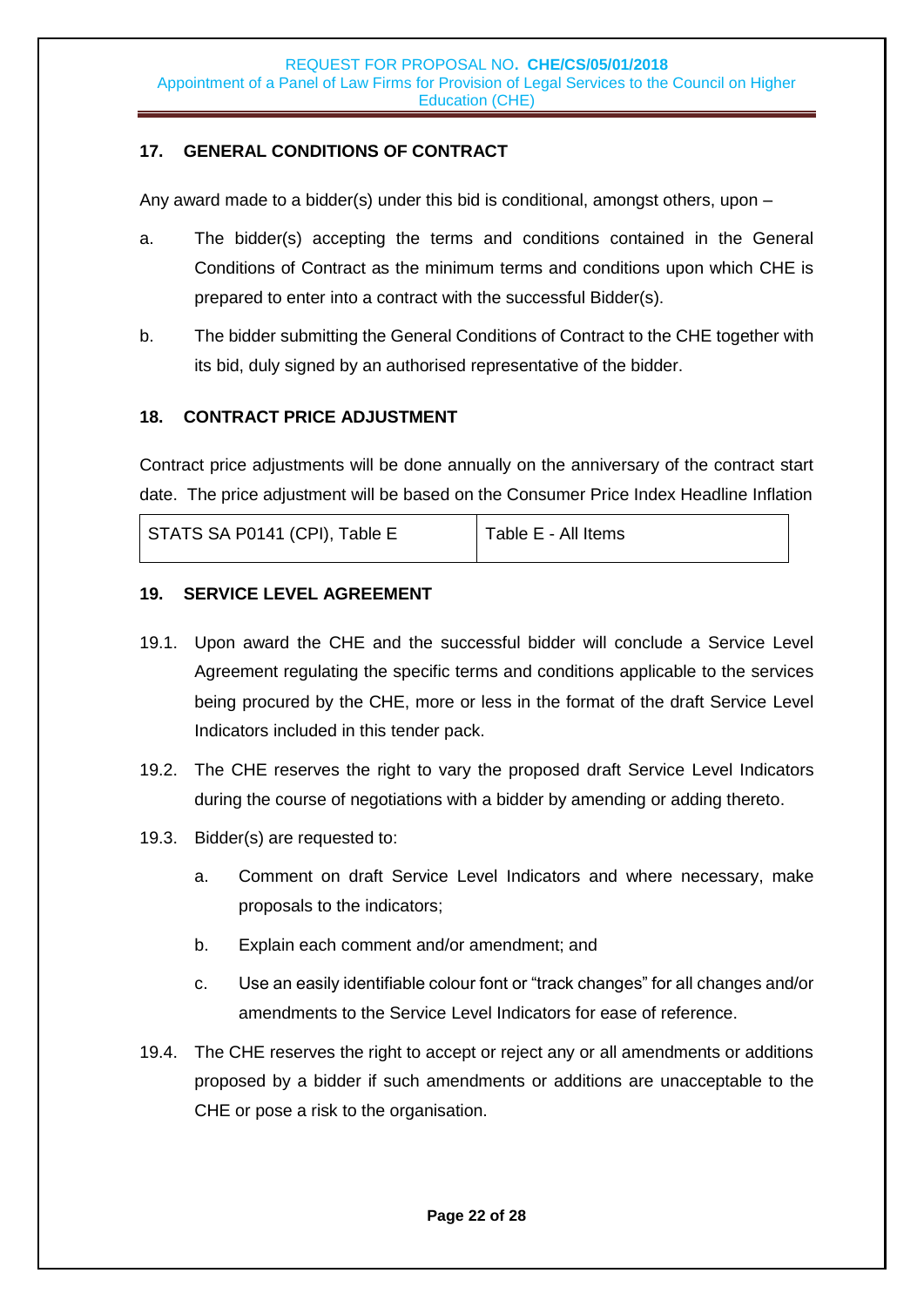## 17. GENERAL CONDITIONS OF CONTRACT

Any award made to a bidder(s) under this bid is conditional, amongst others, upon –

a. The bidder(s) accepting the terms and conditions contained in the General Conditions of Contract as the minimum terms and conditions upon which CHE is prepared to enter into a contract with the successful Bidder(s).

b. The bidder submitting the General Conditions of Contract to the CHE together with its bid, duly signed by an authorised representative of the bidder.

## 18. CONTRACT PRICE ADJUSTMENT

Contract price adjustments will be done annually on the anniversary of the contract start date. The price adjustment will be based on the Consumer Price Index Headline Inflation

| STATS SA P0141 (CPI), Table E | Table E - All Items |
|---|---|

## 19. SERVICE LEVEL AGREEMENT

19.1. Upon award the CHE and the successful bidder will conclude a Service Level Agreement regulating the specific terms and conditions applicable to the services being procured by the CHE, more or less in the format of the draft Service Level Indicators included in this tender pack.

19.2. The CHE reserves the right to vary the proposed draft Service Level Indicators during the course of negotiations with a bidder by amending or adding thereto.

19.3. Bidder(s) are requested to:

a. Comment on draft Service Level Indicators and where necessary, make proposals to the indicators;

b. Explain each comment and/or amendment; and

c. Use an easily identifiable colour font or "track changes" for all changes and/or amendments to the Service Level Indicators for ease of reference.

19.4. The CHE reserves the right to accept or reject any or all amendments or additions proposed by a bidder if such amendments or additions are unacceptable to the CHE or pose a risk to the organisation.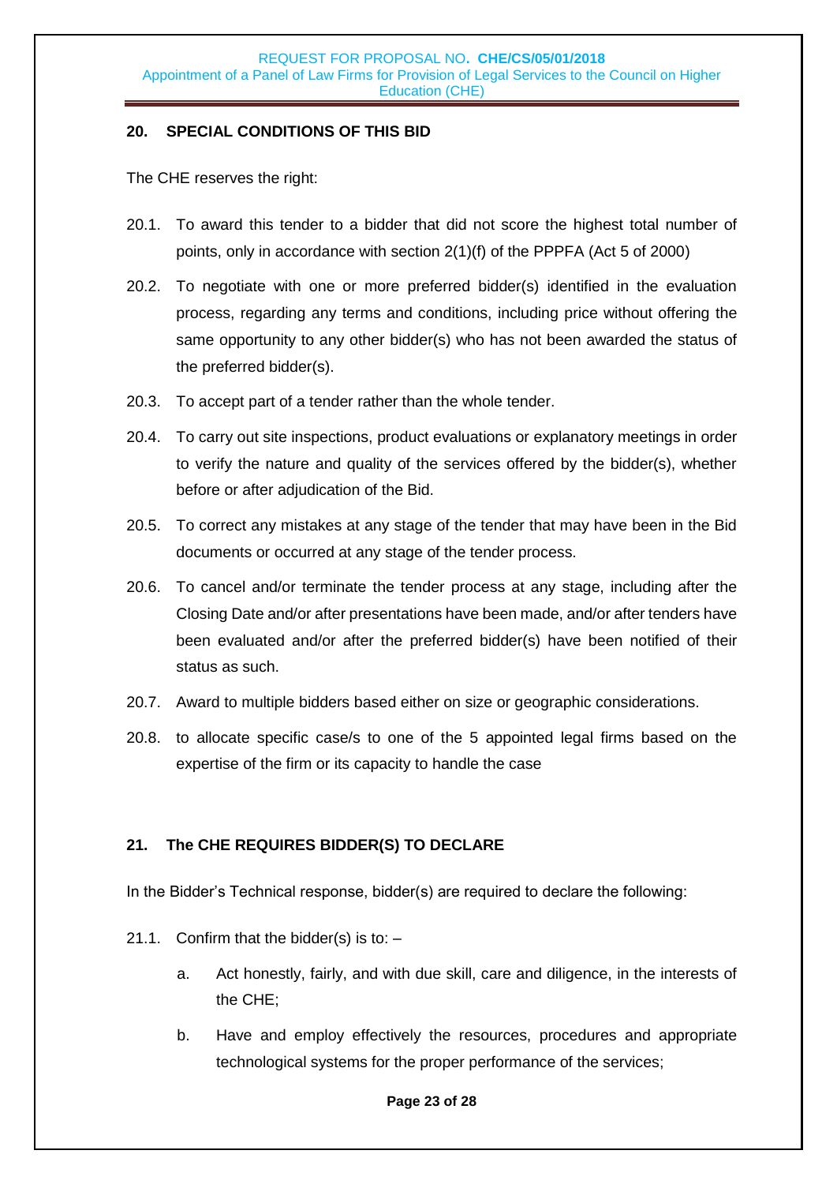## 20. SPECIAL CONDITIONS OF THIS BID

The CHE reserves the right:

20.1. To award this tender to a bidder that did not score the highest total number of points, only in accordance with section 2(1)(f) of the PPPFA (Act 5 of 2000)

20.2. To negotiate with one or more preferred bidder(s) identified in the evaluation process, regarding any terms and conditions, including price without offering the same opportunity to any other bidder(s) who has not been awarded the status of the preferred bidder(s).

20.3. To accept part of a tender rather than the whole tender.

20.4. To carry out site inspections, product evaluations or explanatory meetings in order to verify the nature and quality of the services offered by the bidder(s), whether before or after adjudication of the Bid.

20.5. To correct any mistakes at any stage of the tender that may have been in the Bid documents or occurred at any stage of the tender process.

20.6. To cancel and/or terminate the tender process at any stage, including after the Closing Date and/or after presentations have been made, and/or after tenders have been evaluated and/or after the preferred bidder(s) have been notified of their status as such.

20.7. Award to multiple bidders based either on size or geographic considerations.

20.8. to allocate specific case/s to one of the 5 appointed legal firms based on the expertise of the firm or its capacity to handle the case

## 21. The CHE REQUIRES BIDDER(S) TO DECLARE

In the Bidder's Technical response, bidder(s) are required to declare the following:

21.1. Confirm that the bidder(s) is to: –

a. Act honestly, fairly, and with due skill, care and diligence, in the interests of the CHE;

b. Have and employ effectively the resources, procedures and appropriate technological systems for the proper performance of the services;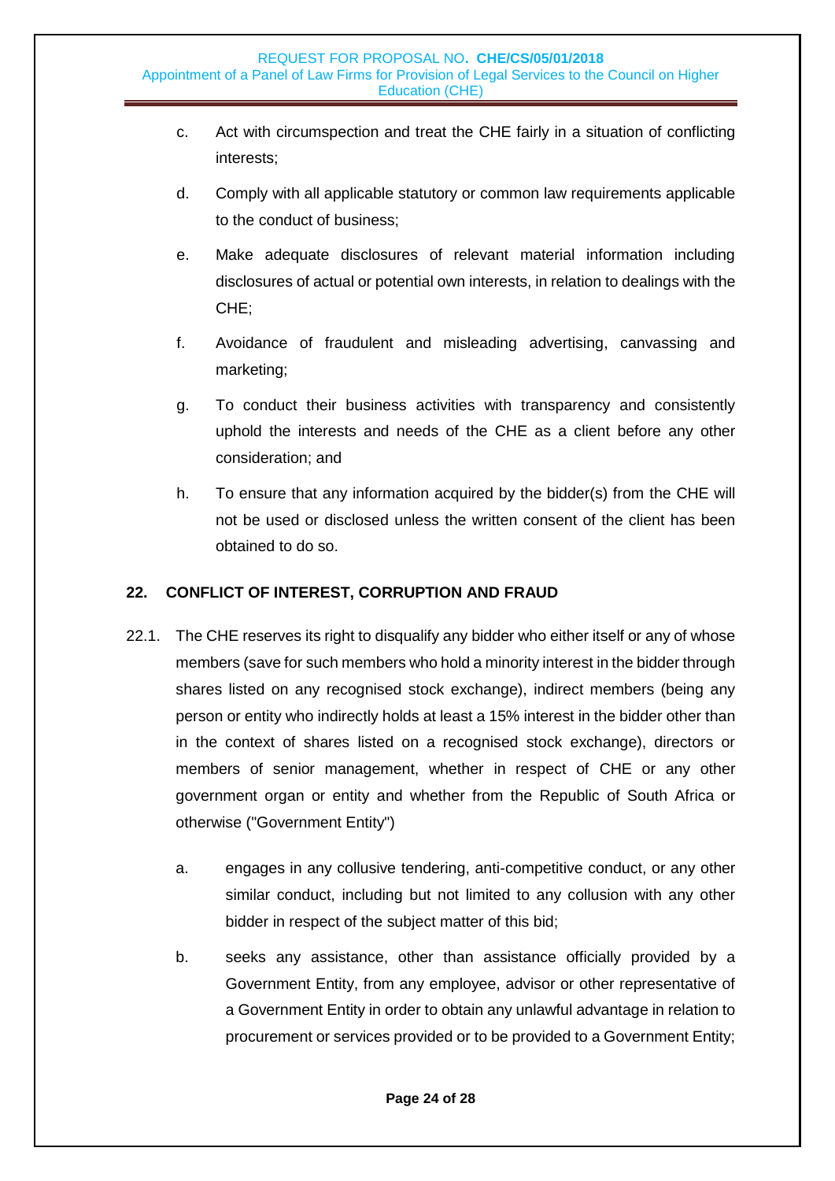c. Act with circumspection and treat the CHE fairly in a situation of conflicting interests;

d. Comply with all applicable statutory or common law requirements applicable to the conduct of business;

e. Make adequate disclosures of relevant material information including disclosures of actual or potential own interests, in relation to dealings with the CHE;

f. Avoidance of fraudulent and misleading advertising, canvassing and marketing;

g. To conduct their business activities with transparency and consistently uphold the interests and needs of the CHE as a client before any other consideration; and

h. To ensure that any information acquired by the bidder(s) from the CHE will not be used or disclosed unless the written consent of the client has been obtained to do so.

## 22. CONFLICT OF INTEREST, CORRUPTION AND FRAUD

22.1. The CHE reserves its right to disqualify any bidder who either itself or any of whose members (save for such members who hold a minority interest in the bidder through shares listed on any recognised stock exchange), indirect members (being any person or entity who indirectly holds at least a 15% interest in the bidder other than in the context of shares listed on a recognised stock exchange), directors or members of senior management, whether in respect of CHE or any other government organ or entity and whether from the Republic of South Africa or otherwise ("Government Entity")

a. engages in any collusive tendering, anti-competitive conduct, or any other similar conduct, including but not limited to any collusion with any other bidder in respect of the subject matter of this bid;

b. seeks any assistance, other than assistance officially provided by a Government Entity, from any employee, advisor or other representative of a Government Entity in order to obtain any unlawful advantage in relation to procurement or services provided or to be provided to a Government Entity;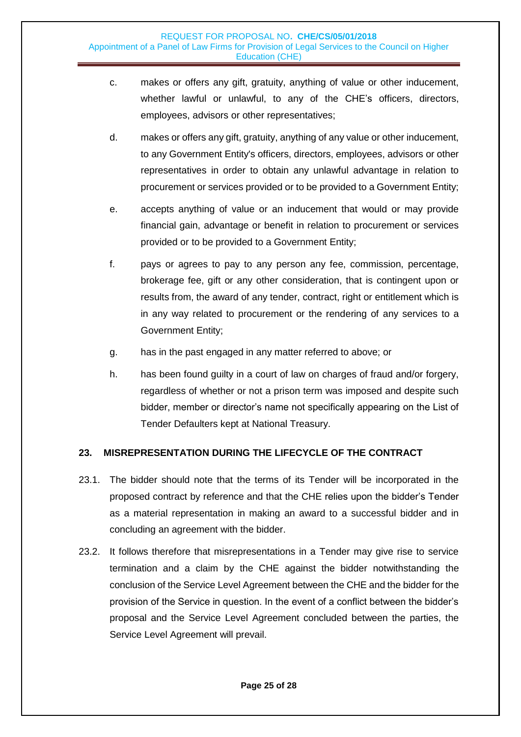c. makes or offers any gift, gratuity, anything of value or other inducement, whether lawful or unlawful, to any of the CHE's officers, directors, employees, advisors or other representatives;

d. makes or offers any gift, gratuity, anything of any value or other inducement, to any Government Entity's officers, directors, employees, advisors or other representatives in order to obtain any unlawful advantage in relation to procurement or services provided or to be provided to a Government Entity;

e. accepts anything of value or an inducement that would or may provide financial gain, advantage or benefit in relation to procurement or services provided or to be provided to a Government Entity;

f. pays or agrees to pay to any person any fee, commission, percentage, brokerage fee, gift or any other consideration, that is contingent upon or results from, the award of any tender, contract, right or entitlement which is in any way related to procurement or the rendering of any services to a Government Entity;

g. has in the past engaged in any matter referred to above; or

h. has been found guilty in a court of law on charges of fraud and/or forgery, regardless of whether or not a prison term was imposed and despite such bidder, member or director's name not specifically appearing on the List of Tender Defaulters kept at National Treasury.

## 23. MISREPRESENTATION DURING THE LIFECYCLE OF THE CONTRACT

23.1. The bidder should note that the terms of its Tender will be incorporated in the proposed contract by reference and that the CHE relies upon the bidder's Tender as a material representation in making an award to a successful bidder and in concluding an agreement with the bidder.

23.2. It follows therefore that misrepresentations in a Tender may give rise to service termination and a claim by the CHE against the bidder notwithstanding the conclusion of the Service Level Agreement between the CHE and the bidder for the provision of the Service in question. In the event of a conflict between the bidder's proposal and the Service Level Agreement concluded between the parties, the Service Level Agreement will prevail.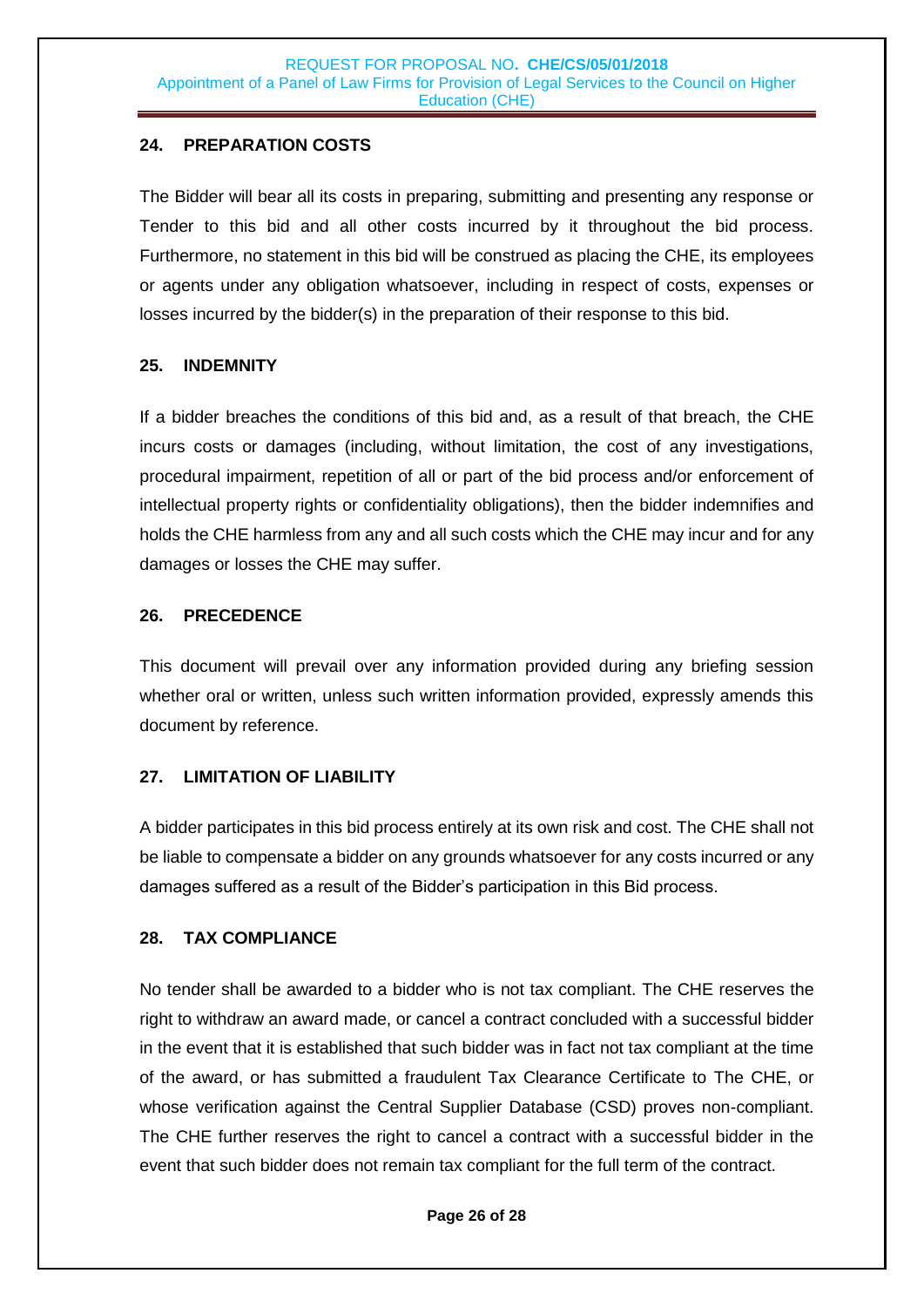## 24. PREPARATION COSTS

The Bidder will bear all its costs in preparing, submitting and presenting any response or Tender to this bid and all other costs incurred by it throughout the bid process. Furthermore, no statement in this bid will be construed as placing the CHE, its employees or agents under any obligation whatsoever, including in respect of costs, expenses or losses incurred by the bidder(s) in the preparation of their response to this bid.

## 25. INDEMNITY

If a bidder breaches the conditions of this bid and, as a result of that breach, the CHE incurs costs or damages (including, without limitation, the cost of any investigations, procedural impairment, repetition of all or part of the bid process and/or enforcement of intellectual property rights or confidentiality obligations), then the bidder indemnifies and holds the CHE harmless from any and all such costs which the CHE may incur and for any damages or losses the CHE may suffer.

## 26. PRECEDENCE

This document will prevail over any information provided during any briefing session whether oral or written, unless such written information provided, expressly amends this document by reference.

## 27. LIMITATION OF LIABILITY

A bidder participates in this bid process entirely at its own risk and cost. The CHE shall not be liable to compensate a bidder on any grounds whatsoever for any costs incurred or any damages suffered as a result of the Bidder's participation in this Bid process.

## 28. TAX COMPLIANCE

No tender shall be awarded to a bidder who is not tax compliant. The CHE reserves the right to withdraw an award made, or cancel a contract concluded with a successful bidder in the event that it is established that such bidder was in fact not tax compliant at the time of the award, or has submitted a fraudulent Tax Clearance Certificate to The CHE, or whose verification against the Central Supplier Database (CSD) proves non-compliant. The CHE further reserves the right to cancel a contract with a successful bidder in the event that such bidder does not remain tax compliant for the full term of the contract.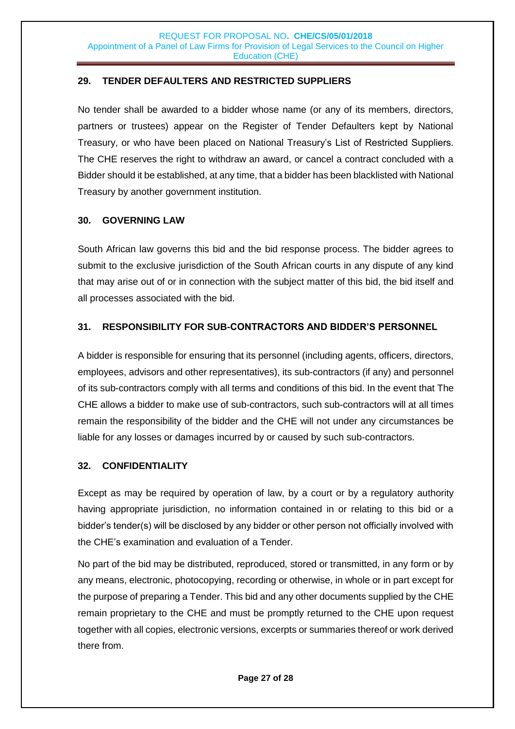## 29. TENDER DEFAULTERS AND RESTRICTED SUPPLIERS

No tender shall be awarded to a bidder whose name (or any of its members, directors, partners or trustees) appear on the Register of Tender Defaulters kept by National Treasury, or who have been placed on National Treasury's List of Restricted Suppliers. The CHE reserves the right to withdraw an award, or cancel a contract concluded with a Bidder should it be established, at any time, that a bidder has been blacklisted with National Treasury by another government institution.

## 30. GOVERNING LAW

South African law governs this bid and the bid response process. The bidder agrees to submit to the exclusive jurisdiction of the South African courts in any dispute of any kind that may arise out of or in connection with the subject matter of this bid, the bid itself and all processes associated with the bid.

## 31. RESPONSIBILITY FOR SUB-CONTRACTORS AND BIDDER'S PERSONNEL

A bidder is responsible for ensuring that its personnel (including agents, officers, directors, employees, advisors and other representatives), its sub-contractors (if any) and personnel of its sub-contractors comply with all terms and conditions of this bid. In the event that The CHE allows a bidder to make use of sub-contractors, such sub-contractors will at all times remain the responsibility of the bidder and the CHE will not under any circumstances be liable for any losses or damages incurred by or caused by such sub-contractors.

## 32. CONFIDENTIALITY

Except as may be required by operation of law, by a court or by a regulatory authority having appropriate jurisdiction, no information contained in or relating to this bid or a bidder's tender(s) will be disclosed by any bidder or other person not officially involved with the CHE's examination and evaluation of a Tender.

No part of the bid may be distributed, reproduced, stored or transmitted, in any form or by any means, electronic, photocopying, recording or otherwise, in whole or in part except for the purpose of preparing a Tender. This bid and any other documents supplied by the CHE remain proprietary to the CHE and must be promptly returned to the CHE upon request together with all copies, electronic versions, excerpts or summaries thereof or work derived there from.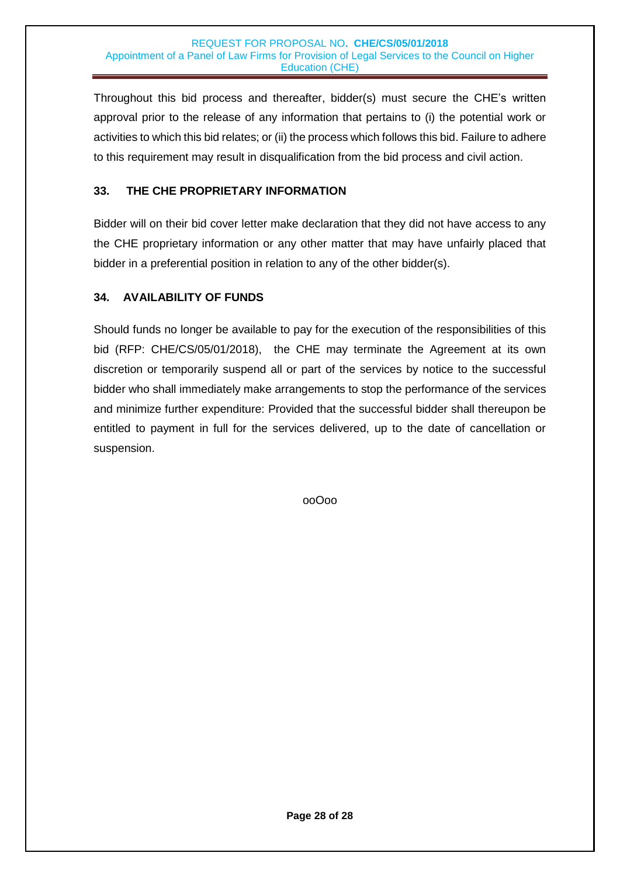Throughout this bid process and thereafter, bidder(s) must secure the CHE's written approval prior to the release of any information that pertains to (i) the potential work or activities to which this bid relates; or (ii) the process which follows this bid. Failure to adhere to this requirement may result in disqualification from the bid process and civil action.

## 33. THE CHE PROPRIETARY INFORMATION

Bidder will on their bid cover letter make declaration that they did not have access to any the CHE proprietary information or any other matter that may have unfairly placed that bidder in a preferential position in relation to any of the other bidder(s).

## 34. AVAILABILITY OF FUNDS

Should funds no longer be available to pay for the execution of the responsibilities of this bid (RFP: CHE/CS/05/01/2018), the CHE may terminate the Agreement at its own discretion or temporarily suspend all or part of the services by notice to the successful bidder who shall immediately make arrangements to stop the performance of the services and minimize further expenditure: Provided that the successful bidder shall thereupon be entitled to payment in full for the services delivered, up to the date of cancellation or suspension.

ooOoo